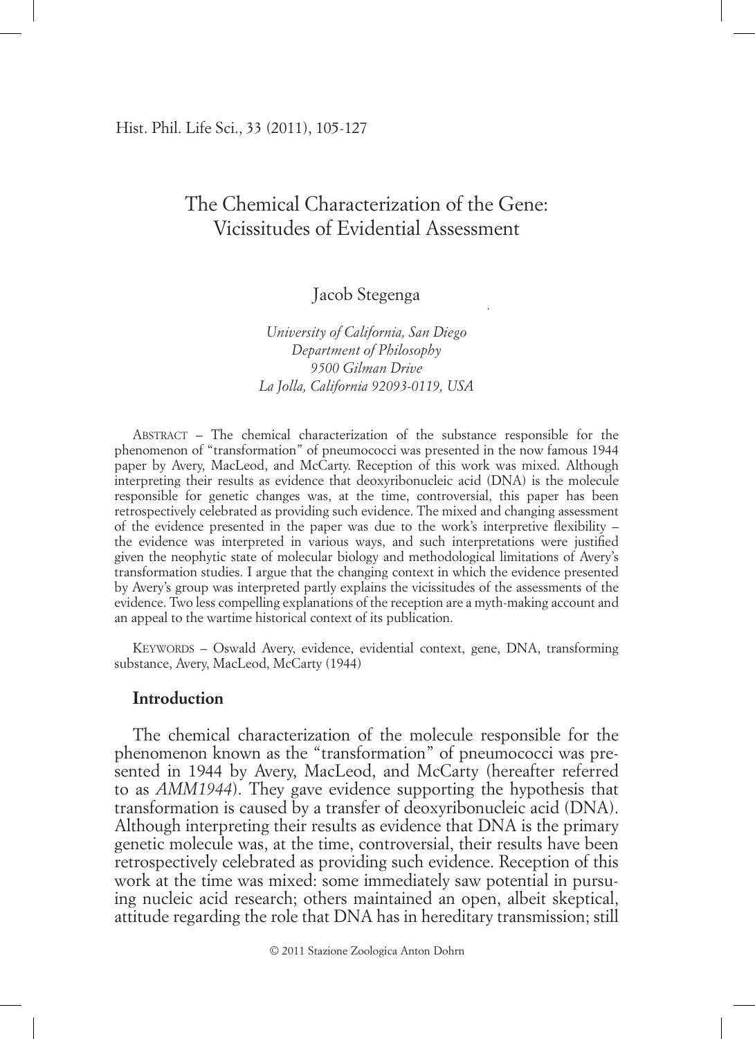# The Chemical Characterization of the Gene: Vicissitudes of Evidential Assessment

Jacob Stegenga

*University of California, San Diego*
*Department of Philosophy*
*9500 Gilman Drive*
*La Jolla, California 92093-0119, USA*

ABSTRACT – The chemical characterization of the substance responsible for the phenomenon of "transformation" of pneumococci was presented in the now famous 1944 paper by Avery, MacLeod, and McCarty. Reception of this work was mixed. Although interpreting their results as evidence that deoxyribonucleic acid (DNA) is the molecule responsible for genetic changes was, at the time, controversial, this paper has been retrospectively celebrated as providing such evidence. The mixed and changing assessment of the evidence presented in the paper was due to the work's interpretive flexibility – the evidence was interpreted in various ways, and such interpretations were justified given the neophytic state of molecular biology and methodological limitations of Avery's transformation studies. I argue that the changing context in which the evidence presented by Avery's group was interpreted partly explains the vicissitudes of the assessments of the evidence. Two less compelling explanations of the reception are a myth-making account and an appeal to the wartime historical context of its publication.

KEYWORDS – Oswald Avery, evidence, evidential context, gene, DNA, transforming substance, Avery, MacLeod, McCarty (1944)

## Introduction

The chemical characterization of the molecule responsible for the phenomenon known as the "transformation" of pneumococci was presented in 1944 by Avery, MacLeod, and McCarty (hereafter referred to as *AMM1944*). They gave evidence supporting the hypothesis that transformation is caused by a transfer of deoxyribonucleic acid (DNA). Although interpreting their results as evidence that DNA is the primary genetic molecule was, at the time, controversial, their results have been retrospectively celebrated as providing such evidence. Reception of this work at the time was mixed: some immediately saw potential in pursuing nucleic acid research; others maintained an open, albeit skeptical, attitude regarding the role that DNA has in hereditary transmission; still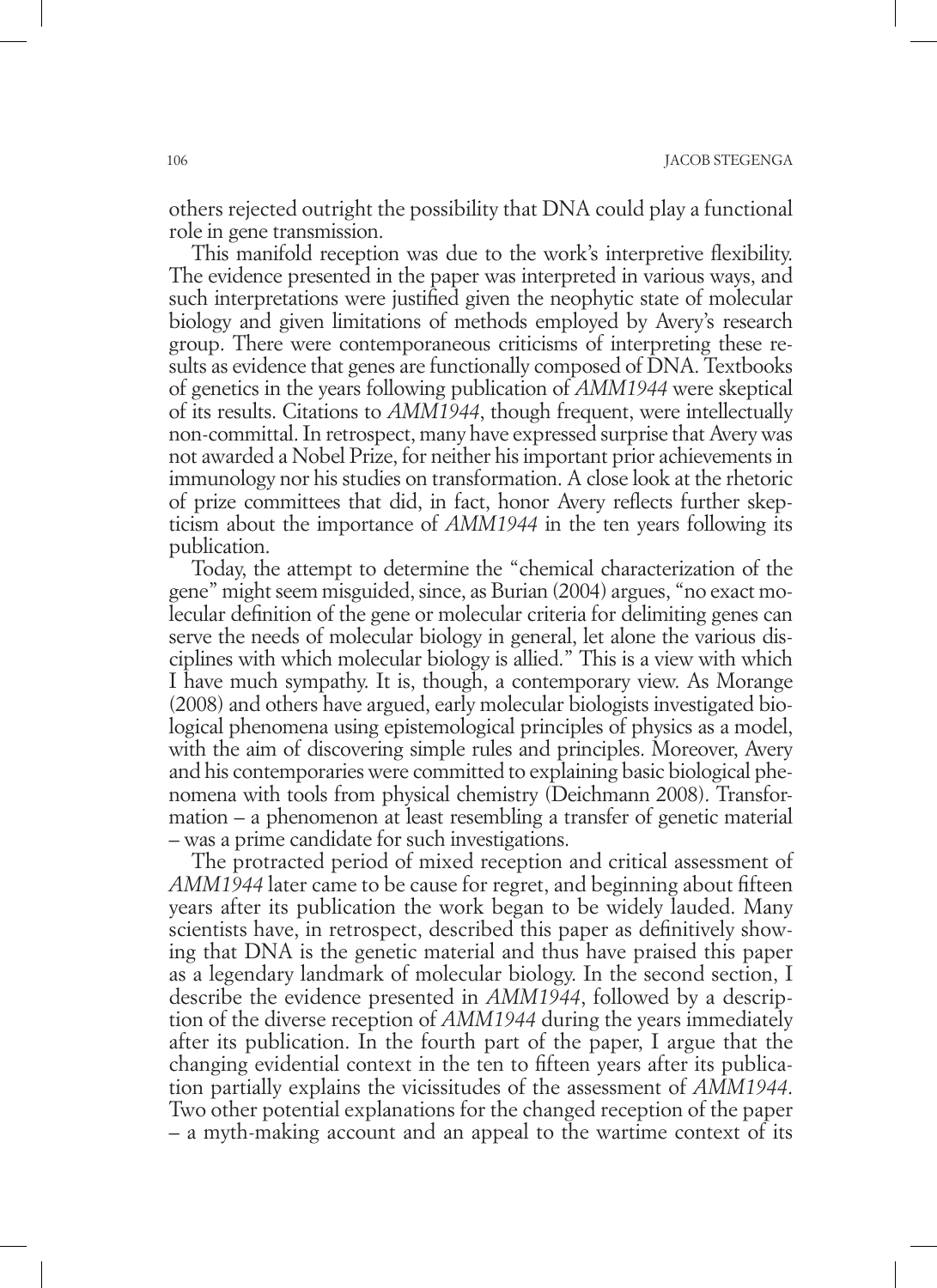others rejected outright the possibility that DNA could play a functional role in gene transmission.

This manifold reception was due to the work's interpretive flexibility. The evidence presented in the paper was interpreted in various ways, and such interpretations were justified given the neophytic state of molecular biology and given limitations of methods employed by Avery's research group. There were contemporaneous criticisms of interpreting these results as evidence that genes are functionally composed of DNA. Textbooks of genetics in the years following publication of *AMM1944* were skeptical of its results. Citations to *AMM1944*, though frequent, were intellectually non-committal. In retrospect, many have expressed surprise that Avery was not awarded a Nobel Prize, for neither his important prior achievements in immunology nor his studies on transformation. A close look at the rhetoric of prize committees that did, in fact, honor Avery reflects further skepticism about the importance of *AMM1944* in the ten years following its publication.

Today, the attempt to determine the "chemical characterization of the gene" might seem misguided, since, as Burian (2004) argues, "no exact molecular definition of the gene or molecular criteria for delimiting genes can serve the needs of molecular biology in general, let alone the various disciplines with which molecular biology is allied." This is a view with which I have much sympathy. It is, though, a contemporary view. As Morange (2008) and others have argued, early molecular biologists investigated biological phenomena using epistemological principles of physics as a model, with the aim of discovering simple rules and principles. Moreover, Avery and his contemporaries were committed to explaining basic biological phenomena with tools from physical chemistry (Deichmann 2008). Transformation – a phenomenon at least resembling a transfer of genetic material – was a prime candidate for such investigations.

The protracted period of mixed reception and critical assessment of *AMM1944* later came to be cause for regret, and beginning about fifteen years after its publication the work began to be widely lauded. Many scientists have, in retrospect, described this paper as definitively showing that DNA is the genetic material and thus have praised this paper as a legendary landmark of molecular biology. In the second section, I describe the evidence presented in *AMM1944*, followed by a description of the diverse reception of *AMM1944* during the years immediately after its publication. In the fourth part of the paper, I argue that the changing evidential context in the ten to fifteen years after its publication partially explains the vicissitudes of the assessment of *AMM1944*. Two other potential explanations for the changed reception of the paper – a myth-making account and an appeal to the wartime context of its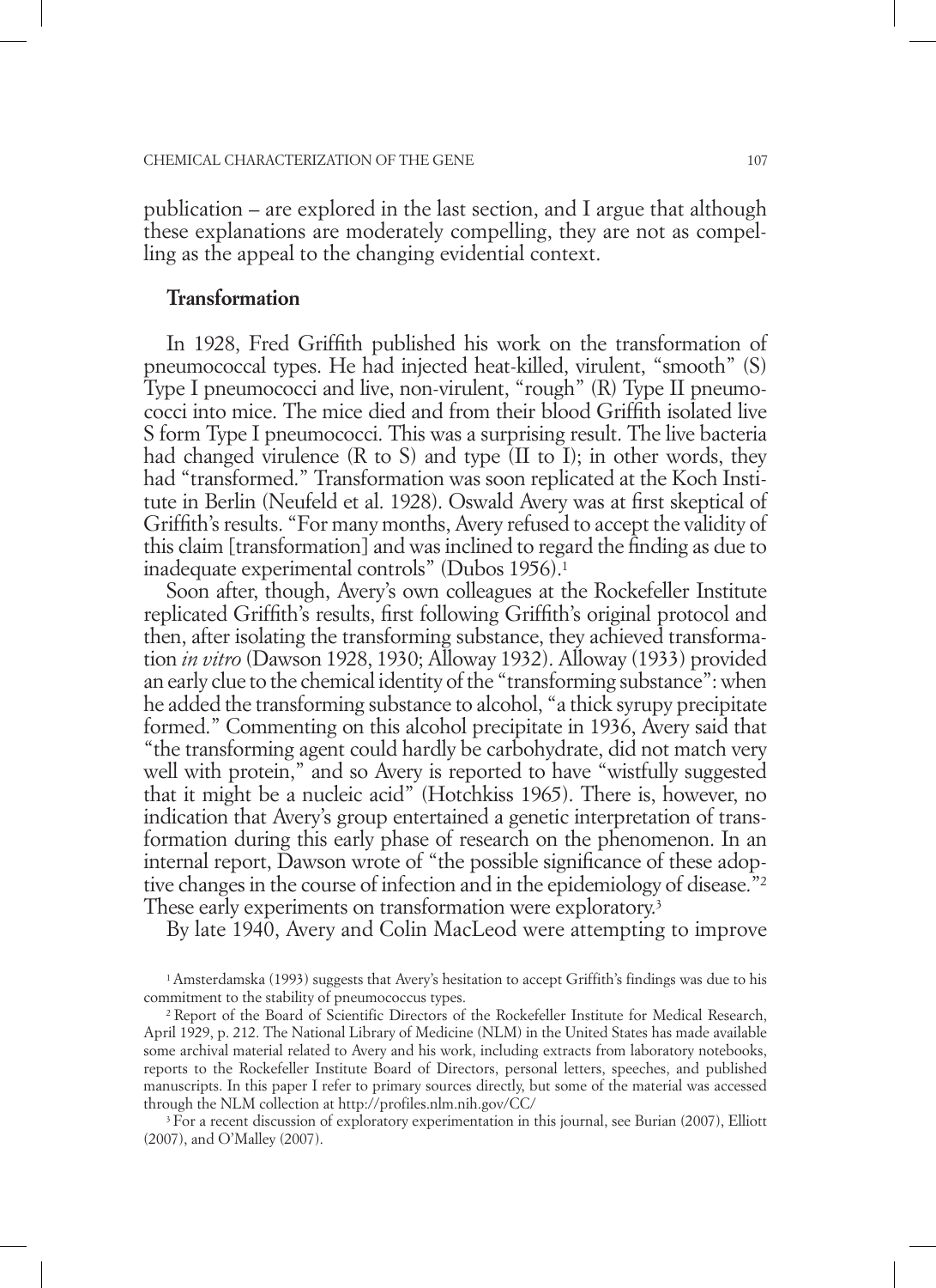publication – are explored in the last section, and I argue that although these explanations are moderately compelling, they are not as compelling as the appeal to the changing evidential context.

## Transformation

In 1928, Fred Griffith published his work on the transformation of pneumococcal types. He had injected heat-killed, virulent, "smooth" (S) Type I pneumococci and live, non-virulent, "rough" (R) Type II pneumococci into mice. The mice died and from their blood Griffith isolated live S form Type I pneumococci. This was a surprising result. The live bacteria had changed virulence (R to S) and type (II to I); in other words, they had "transformed." Transformation was soon replicated at the Koch Institute in Berlin (Neufeld et al. 1928). Oswald Avery was at first skeptical of Griffith's results. "For many months, Avery refused to accept the validity of this claim [transformation] and was inclined to regard the finding as due to inadequate experimental controls" (Dubos 1956).[1]

Soon after, though, Avery's own colleagues at the Rockefeller Institute replicated Griffith's results, first following Griffith's original protocol and then, after isolating the transforming substance, they achieved transformation *in vitro* (Dawson 1928, 1930; Alloway 1932). Alloway (1933) provided an early clue to the chemical identity of the "transforming substance": when he added the transforming substance to alcohol, "a thick syrupy precipitate formed." Commenting on this alcohol precipitate in 1936, Avery said that "the transforming agent could hardly be carbohydrate, did not match very well with protein," and so Avery is reported to have "wistfully suggested that it might be a nucleic acid" (Hotchkiss 1965). There is, however, no indication that Avery's group entertained a genetic interpretation of transformation during this early phase of research on the phenomenon. In an internal report, Dawson wrote of "the possible significance of these adoptive changes in the course of infection and in the epidemiology of disease."[2] These early experiments on transformation were exploratory.[3]

By late 1940, Avery and Colin MacLeod were attempting to improve

[1] Amsterdamska (1993) suggests that Avery's hesitation to accept Griffith's findings was due to his commitment to the stability of pneumococcus types.

[2] Report of the Board of Scientific Directors of the Rockefeller Institute for Medical Research, April 1929, p. 212. The National Library of Medicine (NLM) in the United States has made available some archival material related to Avery and his work, including extracts from laboratory notebooks, reports to the Rockefeller Institute Board of Directors, personal letters, speeches, and published manuscripts. In this paper I refer to primary sources directly, but some of the material was accessed through the NLM collection at http://profiles.nlm.nih.gov/CC/

[3] For a recent discussion of exploratory experimentation in this journal, see Burian (2007), Elliott (2007), and O'Malley (2007).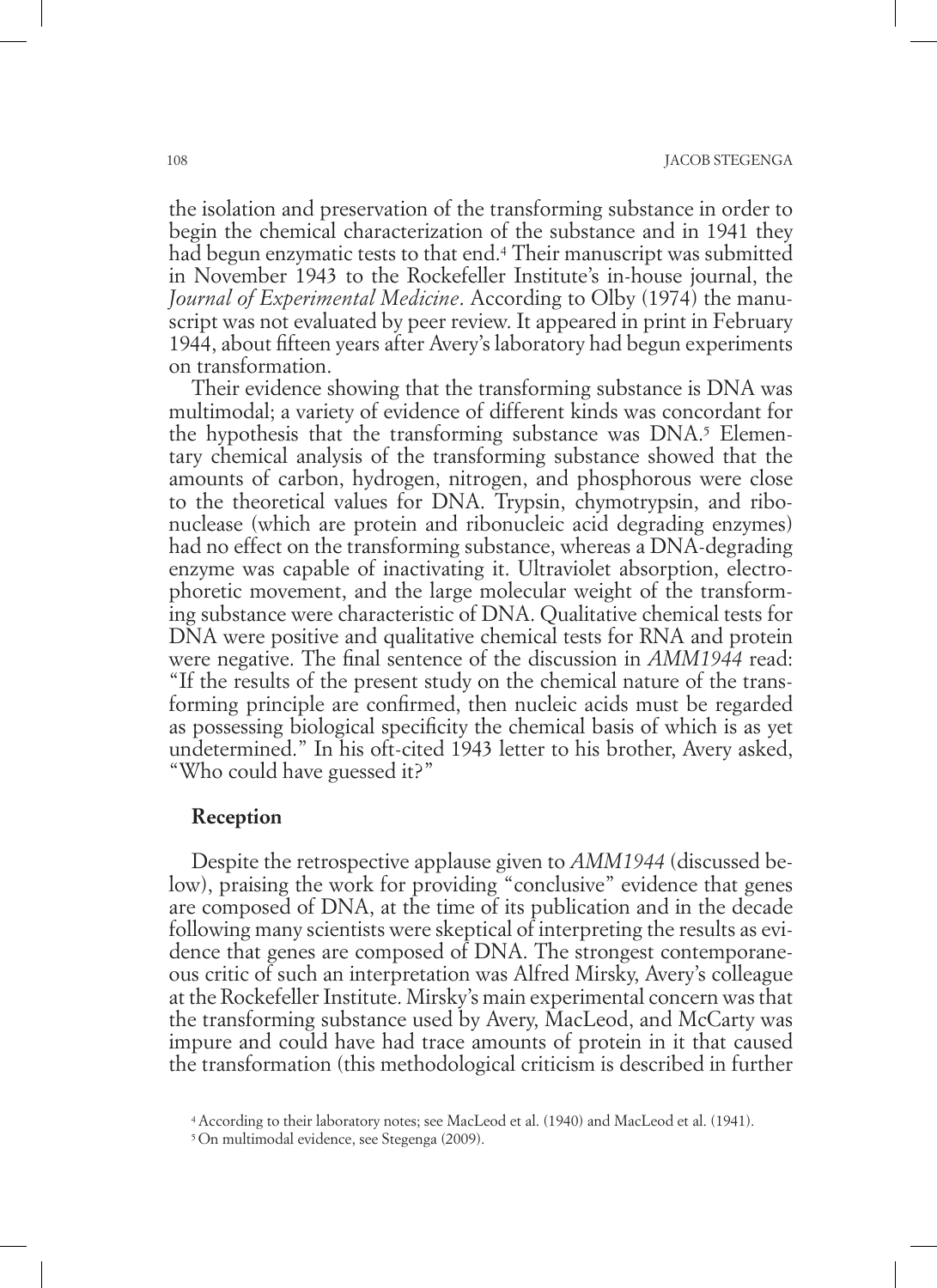the isolation and preservation of the transforming substance in order to begin the chemical characterization of the substance and in 1941 they had begun enzymatic tests to that end.[4] Their manuscript was submitted in November 1943 to the Rockefeller Institute's in-house journal, the *Journal of Experimental Medicine*. According to Olby (1974) the manuscript was not evaluated by peer review. It appeared in print in February 1944, about fifteen years after Avery's laboratory had begun experiments on transformation.

Their evidence showing that the transforming substance is DNA was multimodal; a variety of evidence of different kinds was concordant for the hypothesis that the transforming substance was DNA.[5] Elementary chemical analysis of the transforming substance showed that the amounts of carbon, hydrogen, nitrogen, and phosphorous were close to the theoretical values for DNA. Trypsin, chymotrypsin, and ribonuclease (which are protein and ribonucleic acid degrading enzymes) had no effect on the transforming substance, whereas a DNA-degrading enzyme was capable of inactivating it. Ultraviolet absorption, electrophoretic movement, and the large molecular weight of the transforming substance were characteristic of DNA. Qualitative chemical tests for DNA were positive and qualitative chemical tests for RNA and protein were negative. The final sentence of the discussion in *AMM1944* read: "If the results of the present study on the chemical nature of the transforming principle are confirmed, then nucleic acids must be regarded as possessing biological specificity the chemical basis of which is as yet undetermined." In his oft-cited 1943 letter to his brother, Avery asked, "Who could have guessed it?"

## Reception

Despite the retrospective applause given to *AMM1944* (discussed below), praising the work for providing "conclusive" evidence that genes are composed of DNA, at the time of its publication and in the decade following many scientists were skeptical of interpreting the results as evidence that genes are composed of DNA. The strongest contemporaneous critic of such an interpretation was Alfred Mirsky, Avery's colleague at the Rockefeller Institute. Mirsky's main experimental concern was that the transforming substance used by Avery, MacLeod, and McCarty was impure and could have had trace amounts of protein in it that caused the transformation (this methodological criticism is described in further

[4] According to their laboratory notes; see MacLeod et al. (1940) and MacLeod et al. (1941).

[5] On multimodal evidence, see Stegenga (2009).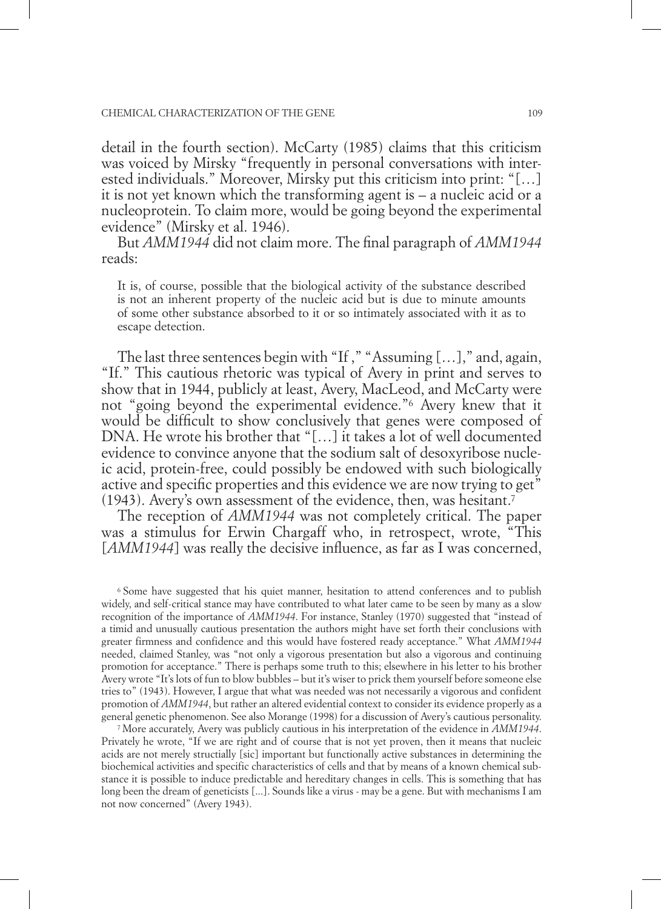detail in the fourth section). McCarty (1985) claims that this criticism was voiced by Mirsky "frequently in personal conversations with interested individuals." Moreover, Mirsky put this criticism into print: "[…] it is not yet known which the transforming agent is – a nucleic acid or a nucleoprotein. To claim more, would be going beyond the experimental evidence" (Mirsky et al. 1946).

But *AMM1944* did not claim more. The final paragraph of *AMM1944* reads:

> It is, of course, possible that the biological activity of the substance described is not an inherent property of the nucleic acid but is due to minute amounts of some other substance absorbed to it or so intimately associated with it as to escape detection.

The last three sentences begin with "If ," "Assuming […]," and, again, "If." This cautious rhetoric was typical of Avery in print and serves to show that in 1944, publicly at least, Avery, MacLeod, and McCarty were not "going beyond the experimental evidence."[6] Avery knew that it would be difficult to show conclusively that genes were composed of DNA. He wrote his brother that "[…] it takes a lot of well documented evidence to convince anyone that the sodium salt of desoxyribose nucleic acid, protein-free, could possibly be endowed with such biologically active and specific properties and this evidence we are now trying to get" (1943). Avery's own assessment of the evidence, then, was hesitant.[7]

The reception of *AMM1944* was not completely critical. The paper was a stimulus for Erwin Chargaff who, in retrospect, wrote, "This [*AMM1944*] was really the decisive influence, as far as I was concerned,

[6] Some have suggested that his quiet manner, hesitation to attend conferences and to publish widely, and self-critical stance may have contributed to what later came to be seen by many as a slow recognition of the importance of *AMM1944*. For instance, Stanley (1970) suggested that "instead of a timid and unusually cautious presentation the authors might have set forth their conclusions with greater firmness and confidence and this would have fostered ready acceptance." What *AMM1944* needed, claimed Stanley, was "not only a vigorous presentation but also a vigorous and continuing promotion for acceptance." There is perhaps some truth to this; elsewhere in his letter to his brother Avery wrote "It's lots of fun to blow bubbles – but it's wiser to prick them yourself before someone else tries to" (1943). However, I argue that what was needed was not necessarily a vigorous and confident promotion of *AMM1944*, but rather an altered evidential context to consider its evidence properly as a general genetic phenomenon. See also Morange (1998) for a discussion of Avery's cautious personality.

[7] More accurately, Avery was publicly cautious in his interpretation of the evidence in *AMM1944*. Privately he wrote, "If we are right and of course that is not yet proven, then it means that nucleic acids are not merely structially [sic] important but functionally active substances in determining the biochemical activities and specific characteristics of cells and that by means of a known chemical substance it is possible to induce predictable and hereditary changes in cells. This is something that has long been the dream of geneticists [...]. Sounds like a virus - may be a gene. But with mechanisms I am not now concerned" (Avery 1943).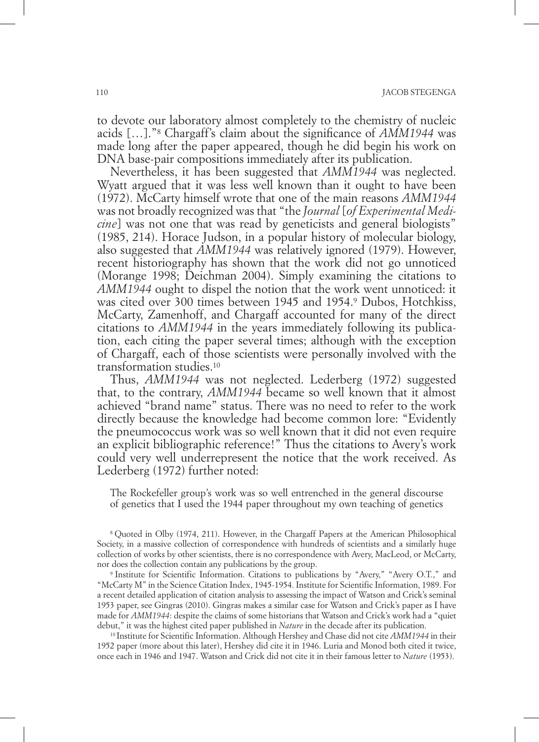to devote our laboratory almost completely to the chemistry of nucleic acids […]."[8] Chargaff's claim about the significance of *AMM1944* was made long after the paper appeared, though he did begin his work on DNA base-pair compositions immediately after its publication.

Nevertheless, it has been suggested that *AMM1944* was neglected. Wyatt argued that it was less well known than it ought to have been (1972). McCarty himself wrote that one of the main reasons *AMM1944* was not broadly recognized was that "the *Journal* [*of Experimental Medicine*] was not one that was read by geneticists and general biologists" (1985, 214). Horace Judson, in a popular history of molecular biology, also suggested that *AMM1944* was relatively ignored (1979). However, recent historiography has shown that the work did not go unnoticed (Morange 1998; Deichman 2004). Simply examining the citations to *AMM1944* ought to dispel the notion that the work went unnoticed: it was cited over 300 times between 1945 and 1954.[9] Dubos, Hotchkiss, McCarty, Zamenhoff, and Chargaff accounted for many of the direct citations to *AMM1944* in the years immediately following its publication, each citing the paper several times; although with the exception of Chargaff, each of those scientists were personally involved with the transformation studies.[10]

Thus, *AMM1944* was not neglected. Lederberg (1972) suggested that, to the contrary, *AMM1944* became so well known that it almost achieved "brand name" status. There was no need to refer to the work directly because the knowledge had become common lore: "Evidently the pneumococcus work was so well known that it did not even require an explicit bibliographic reference!" Thus the citations to Avery's work could very well underrepresent the notice that the work received. As Lederberg (1972) further noted:

> The Rockefeller group's work was so well entrenched in the general discourse of genetics that I used the 1944 paper throughout my own teaching of genetics

[8] Quoted in Olby (1974, 211). However, in the Chargaff Papers at the American Philosophical Society, in a massive collection of correspondence with hundreds of scientists and a similarly huge collection of works by other scientists, there is no correspondence with Avery, MacLeod, or McCarty, nor does the collection contain any publications by the group.

[9] Institute for Scientific Information. Citations to publications by "Avery," "Avery O.T.," and "McCarty M" in the Science Citation Index, 1945-1954. Institute for Scientific Information, 1989. For a recent detailed application of citation analysis to assessing the impact of Watson and Crick's seminal 1953 paper, see Gingras (2010). Gingras makes a similar case for Watson and Crick's paper as I have made for *AMM1944*: despite the claims of some historians that Watson and Crick's work had a "quiet debut," it was the highest cited paper published in *Nature* in the decade after its publication.

[10] Institute for Scientific Information. Although Hershey and Chase did not cite *AMM1944* in their 1952 paper (more about this later), Hershey did cite it in 1946. Luria and Monod both cited it twice, once each in 1946 and 1947. Watson and Crick did not cite it in their famous letter to *Nature* (1953).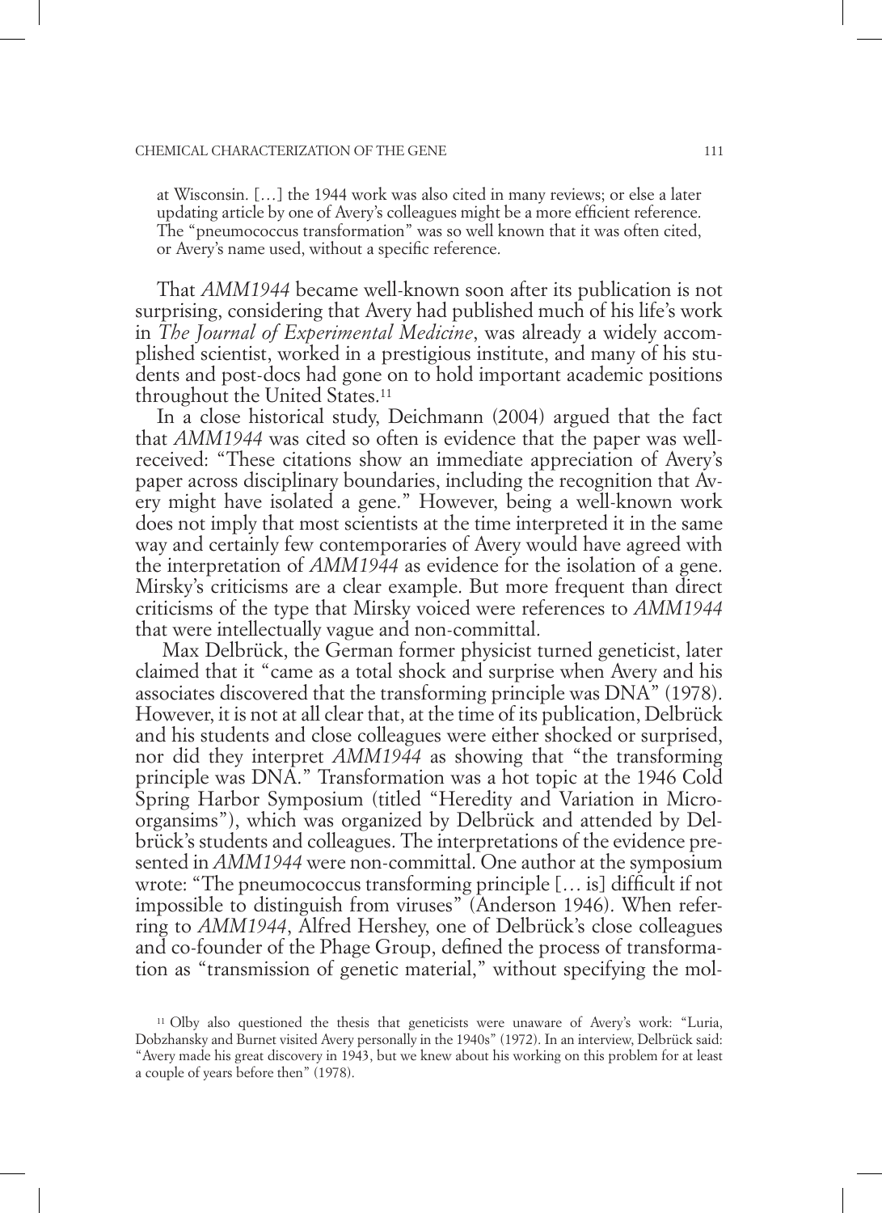> at Wisconsin. […] the 1944 work was also cited in many reviews; or else a later updating article by one of Avery's colleagues might be a more efficient reference. The "pneumococcus transformation" was so well known that it was often cited, or Avery's name used, without a specific reference.

That *AMM1944* became well-known soon after its publication is not surprising, considering that Avery had published much of his life's work in *The Journal of Experimental Medicine*, was already a widely accomplished scientist, worked in a prestigious institute, and many of his students and post-docs had gone on to hold important academic positions throughout the United States.[11]

In a close historical study, Deichmann (2004) argued that the fact that *AMM1944* was cited so often is evidence that the paper was well-received: "These citations show an immediate appreciation of Avery's paper across disciplinary boundaries, including the recognition that Avery might have isolated a gene." However, being a well-known work does not imply that most scientists at the time interpreted it in the same way and certainly few contemporaries of Avery would have agreed with the interpretation of *AMM1944* as evidence for the isolation of a gene. Mirsky's criticisms are a clear example. But more frequent than direct criticisms of the type that Mirsky voiced were references to *AMM1944* that were intellectually vague and non-committal.

Max Delbrück, the German former physicist turned geneticist, later claimed that it "came as a total shock and surprise when Avery and his associates discovered that the transforming principle was DNA" (1978). However, it is not at all clear that, at the time of its publication, Delbrück and his students and close colleagues were either shocked or surprised, nor did they interpret *AMM1944* as showing that "the transforming principle was DNA." Transformation was a hot topic at the 1946 Cold Spring Harbor Symposium (titled "Heredity and Variation in Microorgansims"), which was organized by Delbrück and attended by Delbrück's students and colleagues. The interpretations of the evidence presented in *AMM1944* were non-committal. One author at the symposium wrote: "The pneumococcus transforming principle [… is] difficult if not impossible to distinguish from viruses" (Anderson 1946). When referring to *AMM1944*, Alfred Hershey, one of Delbrück's close colleagues and co-founder of the Phage Group, defined the process of transformation as "transmission of genetic material," without specifying the mol-

[11] Olby also questioned the thesis that geneticists were unaware of Avery's work: "Luria, Dobzhansky and Burnet visited Avery personally in the 1940s" (1972). In an interview, Delbrück said: "Avery made his great discovery in 1943, but we knew about his working on this problem for at least a couple of years before then" (1978).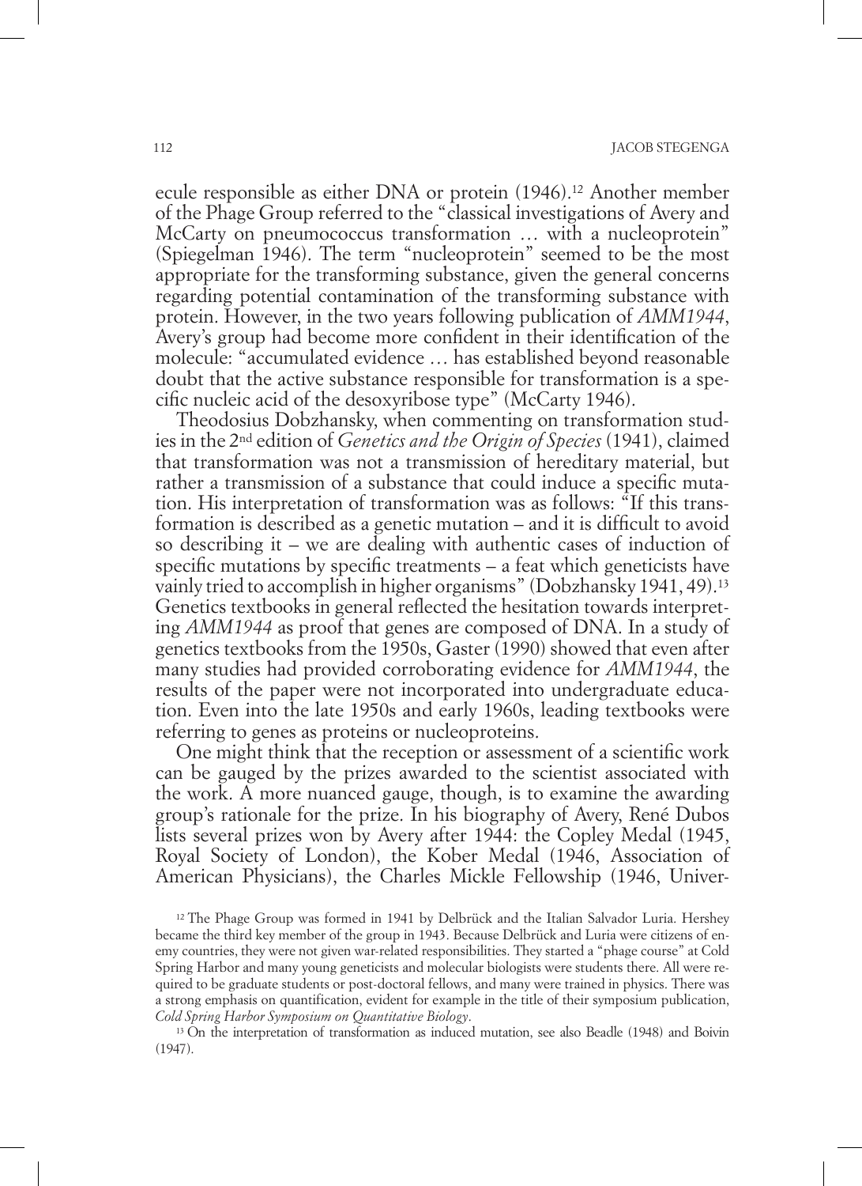ecule responsible as either DNA or protein (1946).[12] Another member of the Phage Group referred to the "classical investigations of Avery and McCarty on pneumococcus transformation … with a nucleoprotein" (Spiegelman 1946). The term "nucleoprotein" seemed to be the most appropriate for the transforming substance, given the general concerns regarding potential contamination of the transforming substance with protein. However, in the two years following publication of *AMM1944*, Avery's group had become more confident in their identification of the molecule: "accumulated evidence … has established beyond reasonable doubt that the active substance responsible for transformation is a specific nucleic acid of the desoxyribose type" (McCarty 1946).

Theodosius Dobzhansky, when commenting on transformation studies in the 2nd edition of *Genetics and the Origin of Species* (1941), claimed that transformation was not a transmission of hereditary material, but rather a transmission of a substance that could induce a specific mutation. His interpretation of transformation was as follows: "If this transformation is described as a genetic mutation – and it is difficult to avoid so describing it – we are dealing with authentic cases of induction of specific mutations by specific treatments – a feat which geneticists have vainly tried to accomplish in higher organisms" (Dobzhansky 1941, 49).[13] Genetics textbooks in general reflected the hesitation towards interpreting *AMM1944* as proof that genes are composed of DNA. In a study of genetics textbooks from the 1950s, Gaster (1990) showed that even after many studies had provided corroborating evidence for *AMM1944*, the results of the paper were not incorporated into undergraduate education. Even into the late 1950s and early 1960s, leading textbooks were referring to genes as proteins or nucleoproteins.

One might think that the reception or assessment of a scientific work can be gauged by the prizes awarded to the scientist associated with the work. A more nuanced gauge, though, is to examine the awarding group's rationale for the prize. In his biography of Avery, René Dubos lists several prizes won by Avery after 1944: the Copley Medal (1945, Royal Society of London), the Kober Medal (1946, Association of American Physicians), the Charles Mickle Fellowship (1946, Univer-

[12] The Phage Group was formed in 1941 by Delbrück and the Italian Salvador Luria. Hershey became the third key member of the group in 1943. Because Delbrück and Luria were citizens of enemy countries, they were not given war-related responsibilities. They started a "phage course" at Cold Spring Harbor and many young geneticists and molecular biologists were students there. All were required to be graduate students or post-doctoral fellows, and many were trained in physics. There was a strong emphasis on quantification, evident for example in the title of their symposium publication, *Cold Spring Harbor Symposium on Quantitative Biology*.

[13] On the interpretation of transformation as induced mutation, see also Beadle (1948) and Boivin (1947).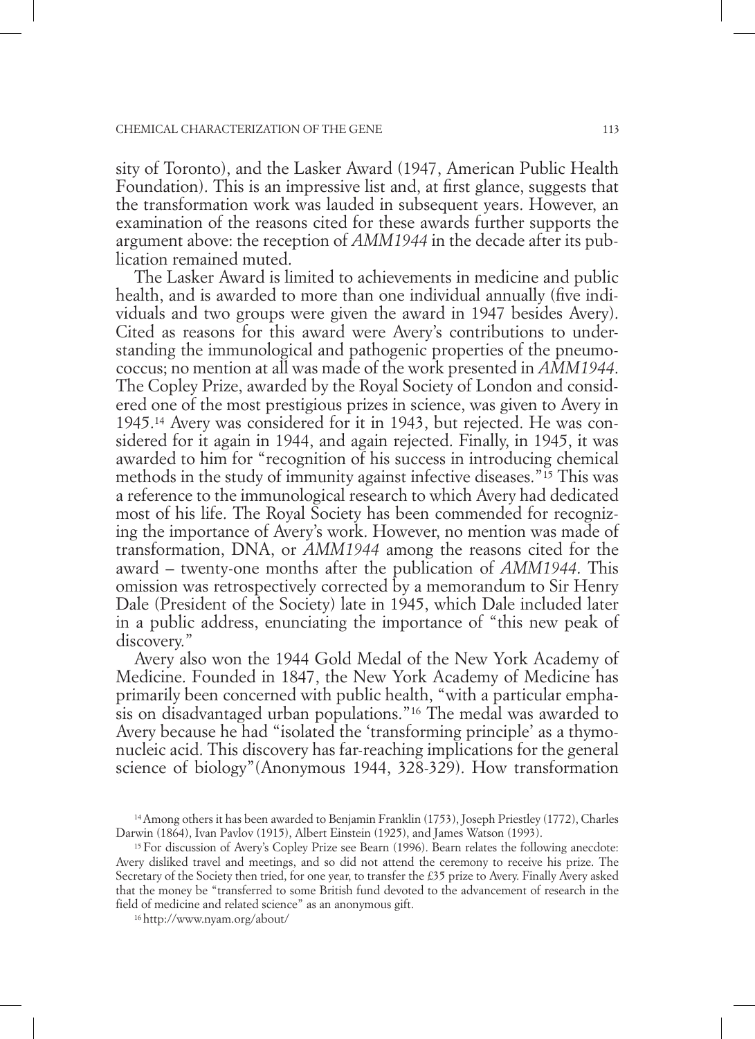sity of Toronto), and the Lasker Award (1947, American Public Health Foundation). This is an impressive list and, at first glance, suggests that the transformation work was lauded in subsequent years. However, an examination of the reasons cited for these awards further supports the argument above: the reception of *AMM1944* in the decade after its publication remained muted.

The Lasker Award is limited to achievements in medicine and public health, and is awarded to more than one individual annually (five individuals and two groups were given the award in 1947 besides Avery). Cited as reasons for this award were Avery's contributions to understanding the immunological and pathogenic properties of the pneumococcus; no mention at all was made of the work presented in *AMM1944.* The Copley Prize, awarded by the Royal Society of London and considered one of the most prestigious prizes in science, was given to Avery in 1945.[14] Avery was considered for it in 1943, but rejected. He was considered for it again in 1944, and again rejected. Finally, in 1945, it was awarded to him for "recognition of his success in introducing chemical methods in the study of immunity against infective diseases."[15] This was a reference to the immunological research to which Avery had dedicated most of his life. The Royal Society has been commended for recognizing the importance of Avery's work. However, no mention was made of transformation, DNA, or *AMM1944* among the reasons cited for the award – twenty-one months after the publication of *AMM1944.* This omission was retrospectively corrected by a memorandum to Sir Henry Dale (President of the Society) late in 1945, which Dale included later in a public address, enunciating the importance of "this new peak of discovery."

Avery also won the 1944 Gold Medal of the New York Academy of Medicine. Founded in 1847, the New York Academy of Medicine has primarily been concerned with public health, "with a particular emphasis on disadvantaged urban populations."[16] The medal was awarded to Avery because he had "isolated the 'transforming principle' as a thymonucleic acid. This discovery has far-reaching implications for the general science of biology"(Anonymous 1944, 328-329). How transformation

[14] Among others it has been awarded to Benjamin Franklin (1753), Joseph Priestley (1772), Charles Darwin (1864), Ivan Pavlov (1915), Albert Einstein (1925), and James Watson (1993).

[15] For discussion of Avery's Copley Prize see Bearn (1996). Bearn relates the following anecdote: Avery disliked travel and meetings, and so did not attend the ceremony to receive his prize. The Secretary of the Society then tried, for one year, to transfer the £35 prize to Avery. Finally Avery asked that the money be "transferred to some British fund devoted to the advancement of research in the field of medicine and related science" as an anonymous gift.

[16] http://www.nyam.org/about/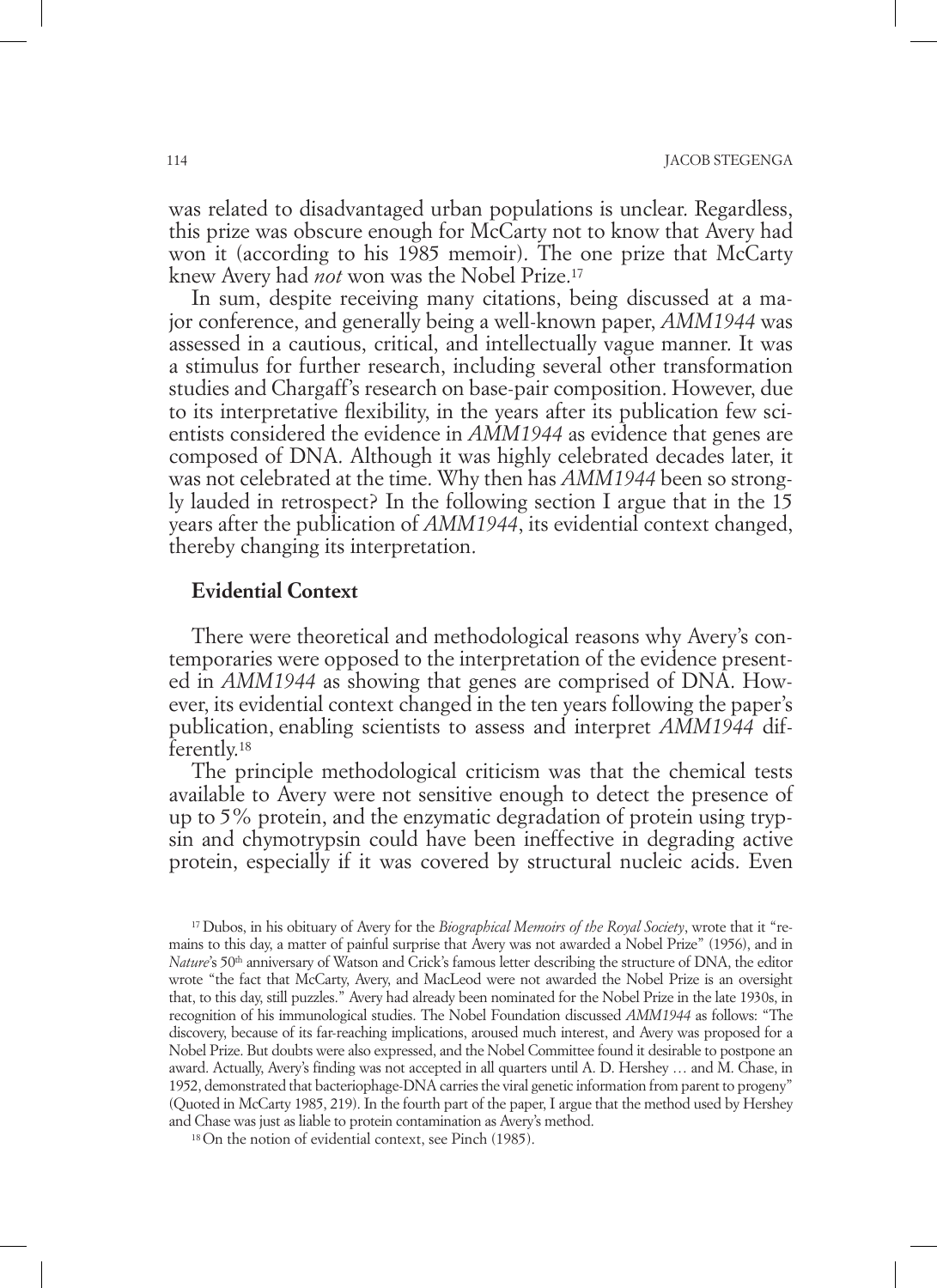was related to disadvantaged urban populations is unclear. Regardless, this prize was obscure enough for McCarty not to know that Avery had won it (according to his 1985 memoir). The one prize that McCarty knew Avery had *not* won was the Nobel Prize.[17]

In sum, despite receiving many citations, being discussed at a major conference, and generally being a well-known paper, *AMM1944* was assessed in a cautious, critical, and intellectually vague manner. It was a stimulus for further research, including several other transformation studies and Chargaff's research on base-pair composition. However, due to its interpretative flexibility, in the years after its publication few scientists considered the evidence in *AMM1944* as evidence that genes are composed of DNA. Although it was highly celebrated decades later, it was not celebrated at the time. Why then has *AMM1944* been so strongly lauded in retrospect? In the following section I argue that in the 15 years after the publication of *AMM1944*, its evidential context changed, thereby changing its interpretation.

## Evidential Context

There were theoretical and methodological reasons why Avery's contemporaries were opposed to the interpretation of the evidence presented in *AMM1944* as showing that genes are comprised of DNA. However, its evidential context changed in the ten years following the paper's publication, enabling scientists to assess and interpret *AMM1944* differently.[18]

The principle methodological criticism was that the chemical tests available to Avery were not sensitive enough to detect the presence of up to 5% protein, and the enzymatic degradation of protein using trypsin and chymotrypsin could have been ineffective in degrading active protein, especially if it was covered by structural nucleic acids. Even

[17] Dubos, in his obituary of Avery for the *Biographical Memoirs of the Royal Society*, wrote that it "remains to this day, a matter of painful surprise that Avery was not awarded a Nobel Prize" (1956), and in *Nature*'s 50th anniversary of Watson and Crick's famous letter describing the structure of DNA, the editor wrote "the fact that McCarty, Avery, and MacLeod were not awarded the Nobel Prize is an oversight that, to this day, still puzzles." Avery had already been nominated for the Nobel Prize in the late 1930s, in recognition of his immunological studies. The Nobel Foundation discussed *AMM1944* as follows: "The discovery, because of its far-reaching implications, aroused much interest, and Avery was proposed for a Nobel Prize. But doubts were also expressed, and the Nobel Committee found it desirable to postpone an award. Actually, Avery's finding was not accepted in all quarters until A. D. Hershey … and M. Chase, in 1952, demonstrated that bacteriophage-DNA carries the viral genetic information from parent to progeny" (Quoted in McCarty 1985, 219). In the fourth part of the paper, I argue that the method used by Hershey and Chase was just as liable to protein contamination as Avery's method.

[18] On the notion of evidential context, see Pinch (1985).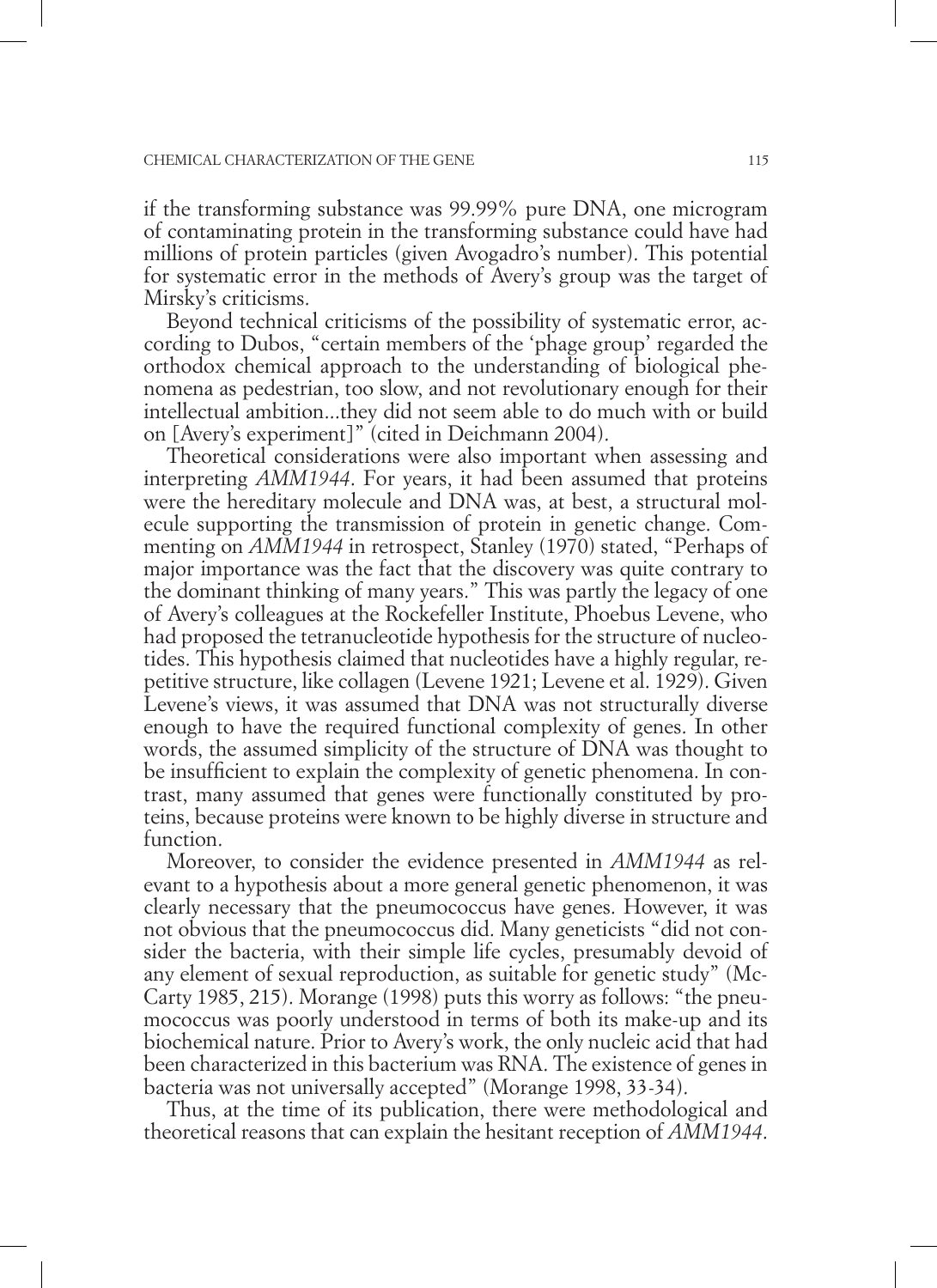if the transforming substance was 99.99% pure DNA, one microgram of contaminating protein in the transforming substance could have had millions of protein particles (given Avogadro's number). This potential for systematic error in the methods of Avery's group was the target of Mirsky's criticisms.

Beyond technical criticisms of the possibility of systematic error, according to Dubos, "certain members of the 'phage group' regarded the orthodox chemical approach to the understanding of biological phenomena as pedestrian, too slow, and not revolutionary enough for their intellectual ambition...they did not seem able to do much with or build on [Avery's experiment]" (cited in Deichmann 2004).

Theoretical considerations were also important when assessing and interpreting *AMM1944*. For years, it had been assumed that proteins were the hereditary molecule and DNA was, at best, a structural molecule supporting the transmission of protein in genetic change. Commenting on *AMM1944* in retrospect, Stanley (1970) stated, "Perhaps of major importance was the fact that the discovery was quite contrary to the dominant thinking of many years." This was partly the legacy of one of Avery's colleagues at the Rockefeller Institute, Phoebus Levene, who had proposed the tetranucleotide hypothesis for the structure of nucleotides. This hypothesis claimed that nucleotides have a highly regular, repetitive structure, like collagen (Levene 1921; Levene et al. 1929). Given Levene's views, it was assumed that DNA was not structurally diverse enough to have the required functional complexity of genes. In other words, the assumed simplicity of the structure of DNA was thought to be insufficient to explain the complexity of genetic phenomena. In contrast, many assumed that genes were functionally constituted by proteins, because proteins were known to be highly diverse in structure and function.

Moreover, to consider the evidence presented in *AMM1944* as relevant to a hypothesis about a more general genetic phenomenon, it was clearly necessary that the pneumococcus have genes. However, it was not obvious that the pneumococcus did. Many geneticists "did not consider the bacteria, with their simple life cycles, presumably devoid of any element of sexual reproduction, as suitable for genetic study" (McCarty 1985, 215). Morange (1998) puts this worry as follows: "the pneumococcus was poorly understood in terms of both its make-up and its biochemical nature. Prior to Avery's work, the only nucleic acid that had been characterized in this bacterium was RNA. The existence of genes in bacteria was not universally accepted" (Morange 1998, 33-34).

Thus, at the time of its publication, there were methodological and theoretical reasons that can explain the hesitant reception of *AMM1944*.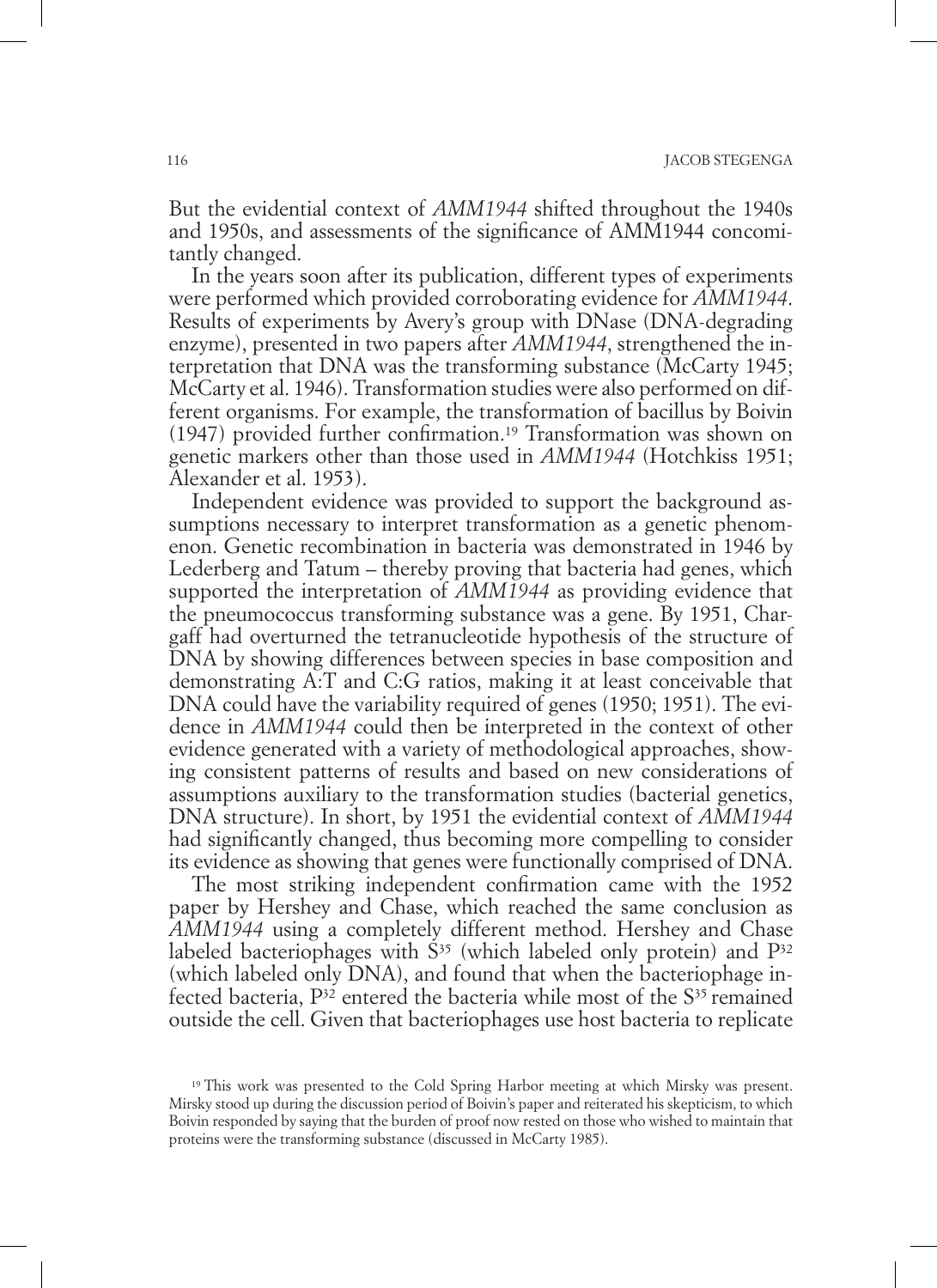But the evidential context of *AMM1944* shifted throughout the 1940s and 1950s, and assessments of the significance of AMM1944 concomitantly changed.

In the years soon after its publication, different types of experiments were performed which provided corroborating evidence for *AMM1944*. Results of experiments by Avery's group with DNase (DNA-degrading enzyme), presented in two papers after *AMM1944*, strengthened the interpretation that DNA was the transforming substance (McCarty 1945; McCarty et al. 1946). Transformation studies were also performed on different organisms. For example, the transformation of bacillus by Boivin (1947) provided further confirmation.[19] Transformation was shown on genetic markers other than those used in *AMM1944* (Hotchkiss 1951; Alexander et al. 1953).

Independent evidence was provided to support the background assumptions necessary to interpret transformation as a genetic phenomenon. Genetic recombination in bacteria was demonstrated in 1946 by Lederberg and Tatum – thereby proving that bacteria had genes, which supported the interpretation of *AMM1944* as providing evidence that the pneumococcus transforming substance was a gene. By 1951, Chargaff had overturned the tetranucleotide hypothesis of the structure of DNA by showing differences between species in base composition and demonstrating A:T and C:G ratios, making it at least conceivable that DNA could have the variability required of genes (1950; 1951). The evidence in *AMM1944* could then be interpreted in the context of other evidence generated with a variety of methodological approaches, showing consistent patterns of results and based on new considerations of assumptions auxiliary to the transformation studies (bacterial genetics, DNA structure). In short, by 1951 the evidential context of *AMM1944* had significantly changed, thus becoming more compelling to consider its evidence as showing that genes were functionally comprised of DNA.

The most striking independent confirmation came with the 1952 paper by Hershey and Chase, which reached the same conclusion as *AMM1944* using a completely different method. Hershey and Chase labeled bacteriophages with $S^{35}$ (which labeled only protein) and $P^{32}$ (which labeled only DNA), and found that when the bacteriophage infected bacteria, $P^{32}$ entered the bacteria while most of the $S^{35}$ remained outside the cell. Given that bacteriophages use host bacteria to replicate

[19] This work was presented to the Cold Spring Harbor meeting at which Mirsky was present. Mirsky stood up during the discussion period of Boivin's paper and reiterated his skepticism, to which Boivin responded by saying that the burden of proof now rested on those who wished to maintain that proteins were the transforming substance (discussed in McCarty 1985).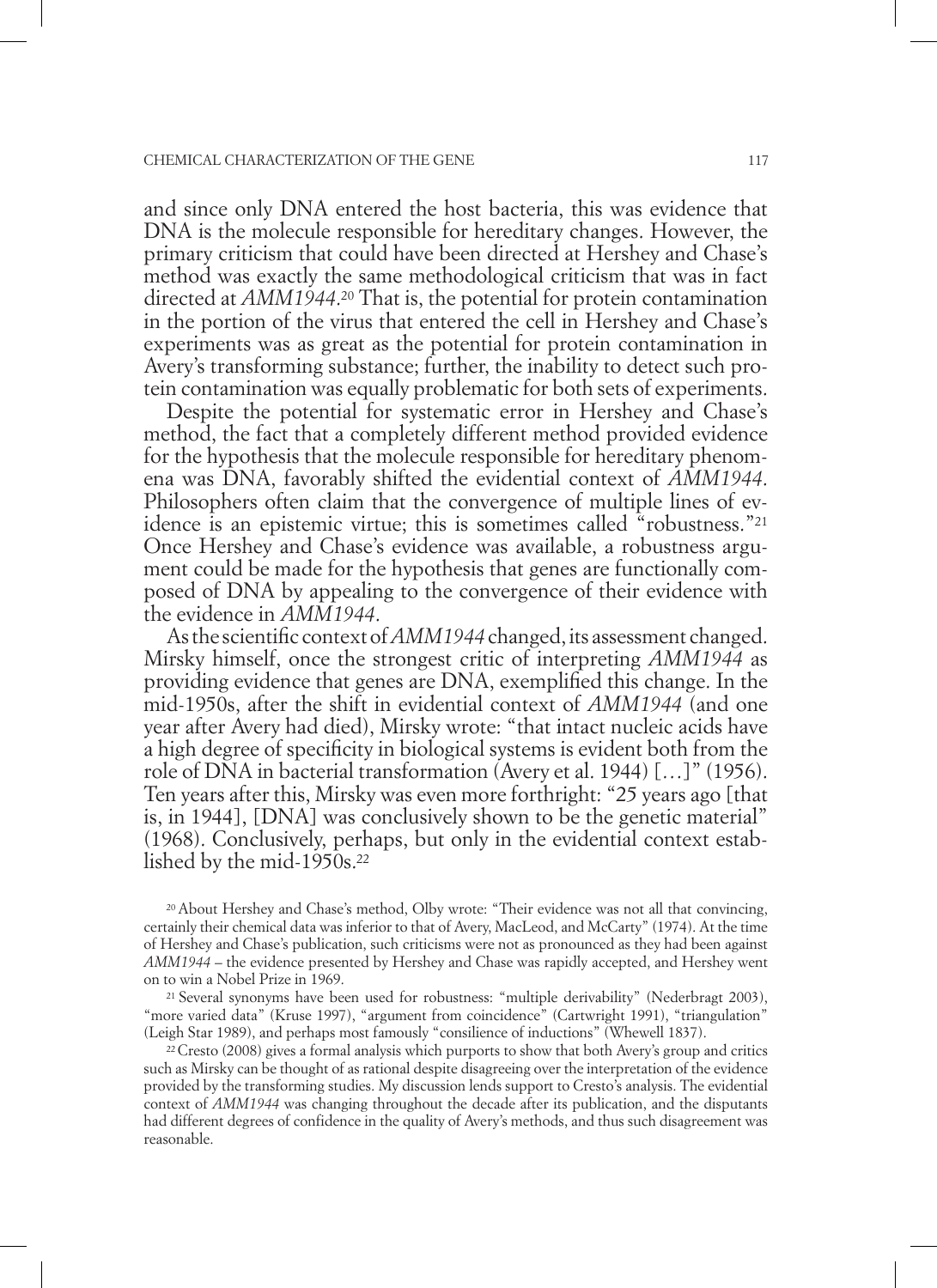and since only DNA entered the host bacteria, this was evidence that DNA is the molecule responsible for hereditary changes. However, the primary criticism that could have been directed at Hershey and Chase's method was exactly the same methodological criticism that was in fact directed at *AMM1944*.[20] That is, the potential for protein contamination in the portion of the virus that entered the cell in Hershey and Chase's experiments was as great as the potential for protein contamination in Avery's transforming substance; further, the inability to detect such protein contamination was equally problematic for both sets of experiments.

Despite the potential for systematic error in Hershey and Chase's method, the fact that a completely different method provided evidence for the hypothesis that the molecule responsible for hereditary phenomena was DNA, favorably shifted the evidential context of *AMM1944*. Philosophers often claim that the convergence of multiple lines of evidence is an epistemic virtue; this is sometimes called "robustness."[21] Once Hershey and Chase's evidence was available, a robustness argument could be made for the hypothesis that genes are functionally composed of DNA by appealing to the convergence of their evidence with the evidence in *AMM1944*.

As the scientific context of *AMM1944* changed, its assessment changed. Mirsky himself, once the strongest critic of interpreting *AMM1944* as providing evidence that genes are DNA, exemplified this change. In the mid-1950s, after the shift in evidential context of *AMM1944* (and one year after Avery had died), Mirsky wrote: "that intact nucleic acids have a high degree of specificity in biological systems is evident both from the role of DNA in bacterial transformation (Avery et al. 1944) […]" (1956). Ten years after this, Mirsky was even more forthright: "25 years ago [that is, in 1944], [DNA] was conclusively shown to be the genetic material" (1968). Conclusively, perhaps, but only in the evidential context established by the mid-1950s.[22]

[20] About Hershey and Chase's method, Olby wrote: "Their evidence was not all that convincing, certainly their chemical data was inferior to that of Avery, MacLeod, and McCarty" (1974). At the time of Hershey and Chase's publication, such criticisms were not as pronounced as they had been against *AMM1944* – the evidence presented by Hershey and Chase was rapidly accepted, and Hershey went on to win a Nobel Prize in 1969.

[21] Several synonyms have been used for robustness: "multiple derivability" (Nederbragt 2003), "more varied data" (Kruse 1997), "argument from coincidence" (Cartwright 1991), "triangulation" (Leigh Star 1989), and perhaps most famously "consilience of inductions" (Whewell 1837).

[22] Cresto (2008) gives a formal analysis which purports to show that both Avery's group and critics such as Mirsky can be thought of as rational despite disagreeing over the interpretation of the evidence provided by the transforming studies. My discussion lends support to Cresto's analysis. The evidential context of *AMM1944* was changing throughout the decade after its publication, and the disputants had different degrees of confidence in the quality of Avery's methods, and thus such disagreement was reasonable.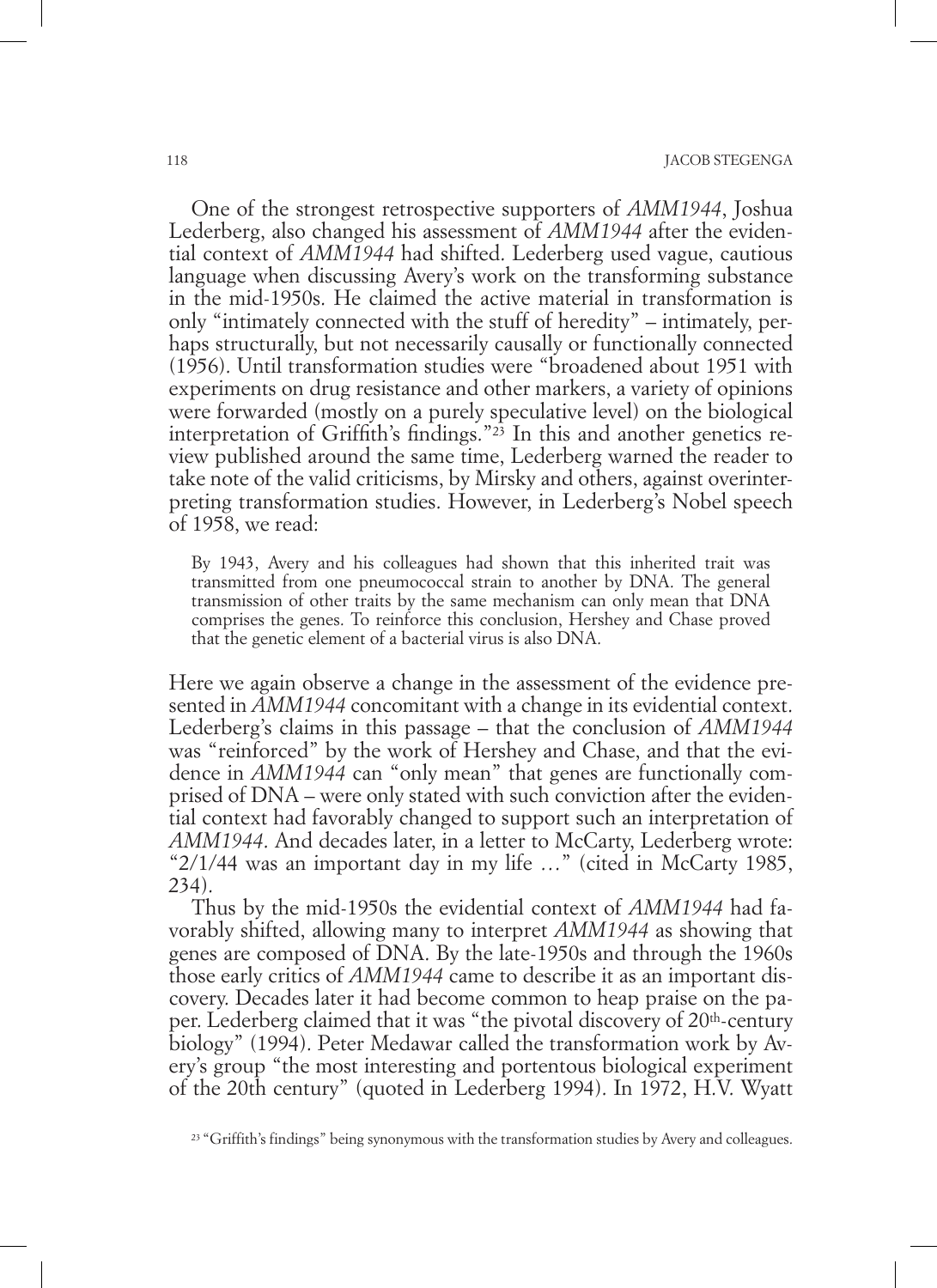One of the strongest retrospective supporters of *AMM1944*, Joshua Lederberg, also changed his assessment of *AMM1944* after the evidential context of *AMM1944* had shifted. Lederberg used vague, cautious language when discussing Avery's work on the transforming substance in the mid-1950s. He claimed the active material in transformation is only "intimately connected with the stuff of heredity" – intimately, perhaps structurally, but not necessarily causally or functionally connected (1956). Until transformation studies were "broadened about 1951 with experiments on drug resistance and other markers, a variety of opinions were forwarded (mostly on a purely speculative level) on the biological interpretation of Griffith's findings."[23] In this and another genetics review published around the same time, Lederberg warned the reader to take note of the valid criticisms, by Mirsky and others, against overinterpreting transformation studies. However, in Lederberg's Nobel speech of 1958, we read:

> By 1943, Avery and his colleagues had shown that this inherited trait was transmitted from one pneumococcal strain to another by DNA. The general transmission of other traits by the same mechanism can only mean that DNA comprises the genes. To reinforce this conclusion, Hershey and Chase proved that the genetic element of a bacterial virus is also DNA.

Here we again observe a change in the assessment of the evidence presented in *AMM1944* concomitant with a change in its evidential context. Lederberg's claims in this passage – that the conclusion of *AMM1944* was "reinforced" by the work of Hershey and Chase, and that the evidence in *AMM1944* can "only mean" that genes are functionally comprised of DNA – were only stated with such conviction after the evidential context had favorably changed to support such an interpretation of *AMM1944*. And decades later, in a letter to McCarty, Lederberg wrote: "2/1/44 was an important day in my life …" (cited in McCarty 1985, 234).

Thus by the mid-1950s the evidential context of *AMM1944* had favorably shifted, allowing many to interpret *AMM1944* as showing that genes are composed of DNA. By the late-1950s and through the 1960s those early critics of *AMM1944* came to describe it as an important discovery. Decades later it had become common to heap praise on the paper. Lederberg claimed that it was "the pivotal discovery of 20th-century biology" (1994). Peter Medawar called the transformation work by Avery's group "the most interesting and portentous biological experiment of the 20th century" (quoted in Lederberg 1994). In 1972, H.V. Wyatt

[23] "Griffith's findings" being synonymous with the transformation studies by Avery and colleagues.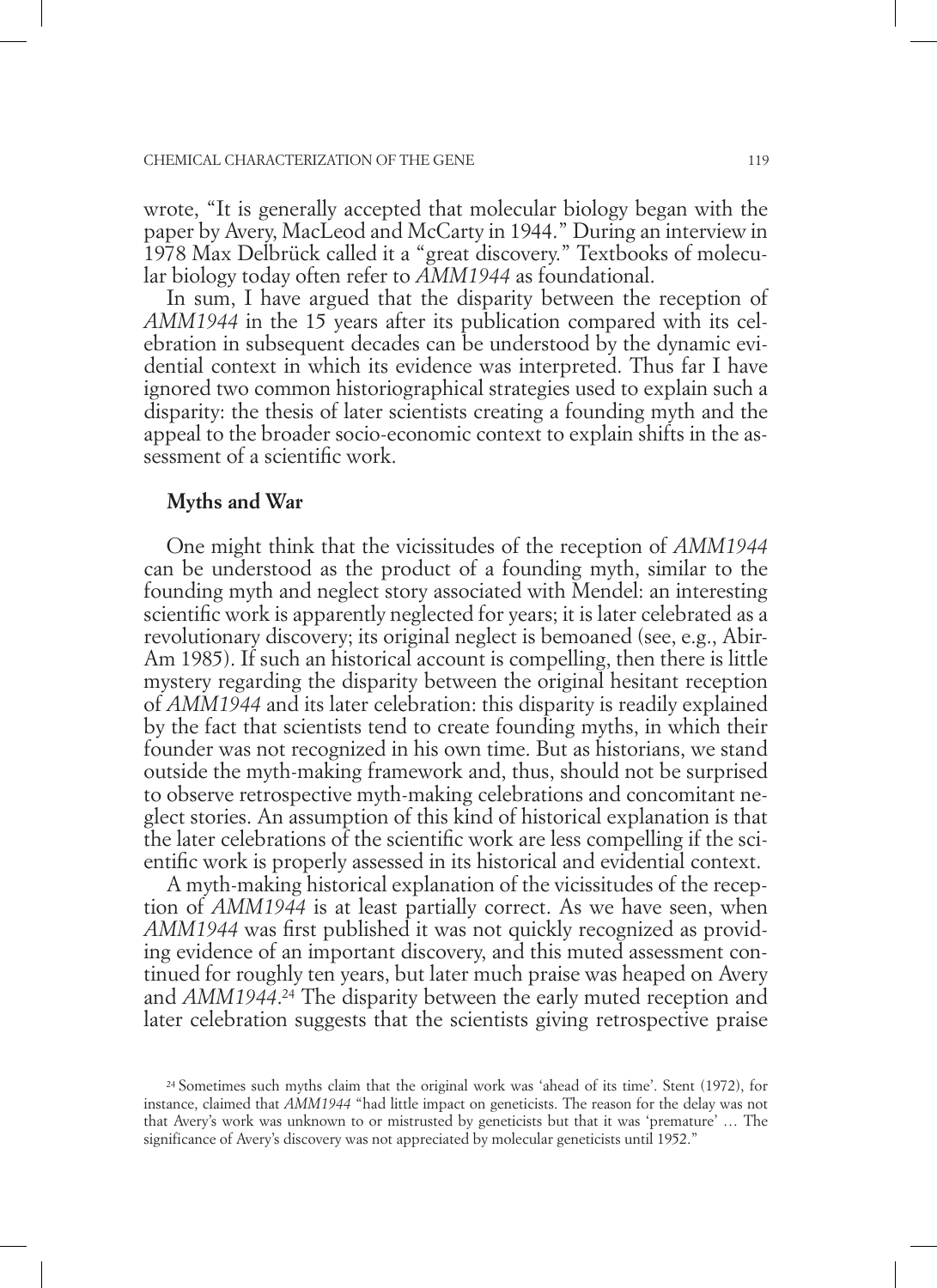wrote, "It is generally accepted that molecular biology began with the paper by Avery, MacLeod and McCarty in 1944." During an interview in 1978 Max Delbrück called it a "great discovery." Textbooks of molecular biology today often refer to *AMM1944* as foundational.

In sum, I have argued that the disparity between the reception of *AMM1944* in the 15 years after its publication compared with its celebration in subsequent decades can be understood by the dynamic evidential context in which its evidence was interpreted. Thus far I have ignored two common historiographical strategies used to explain such a disparity: the thesis of later scientists creating a founding myth and the appeal to the broader socio-economic context to explain shifts in the assessment of a scientific work.

## Myths and War

One might think that the vicissitudes of the reception of *AMM1944* can be understood as the product of a founding myth, similar to the founding myth and neglect story associated with Mendel: an interesting scientific work is apparently neglected for years; it is later celebrated as a revolutionary discovery; its original neglect is bemoaned (see, e.g., Abir-Am 1985). If such an historical account is compelling, then there is little mystery regarding the disparity between the original hesitant reception of *AMM1944* and its later celebration: this disparity is readily explained by the fact that scientists tend to create founding myths, in which their founder was not recognized in his own time. But as historians, we stand outside the myth-making framework and, thus, should not be surprised to observe retrospective myth-making celebrations and concomitant neglect stories. An assumption of this kind of historical explanation is that the later celebrations of the scientific work are less compelling if the scientific work is properly assessed in its historical and evidential context.

A myth-making historical explanation of the vicissitudes of the reception of *AMM1944* is at least partially correct. As we have seen, when *AMM1944* was first published it was not quickly recognized as providing evidence of an important discovery, and this muted assessment continued for roughly ten years, but later much praise was heaped on Avery and *AMM1944*.[24] The disparity between the early muted reception and later celebration suggests that the scientists giving retrospective praise

[24] Sometimes such myths claim that the original work was 'ahead of its time'. Stent (1972), for instance, claimed that *AMM1944* "had little impact on geneticists. The reason for the delay was not that Avery's work was unknown to or mistrusted by geneticists but that it was 'premature' … The significance of Avery's discovery was not appreciated by molecular geneticists until 1952."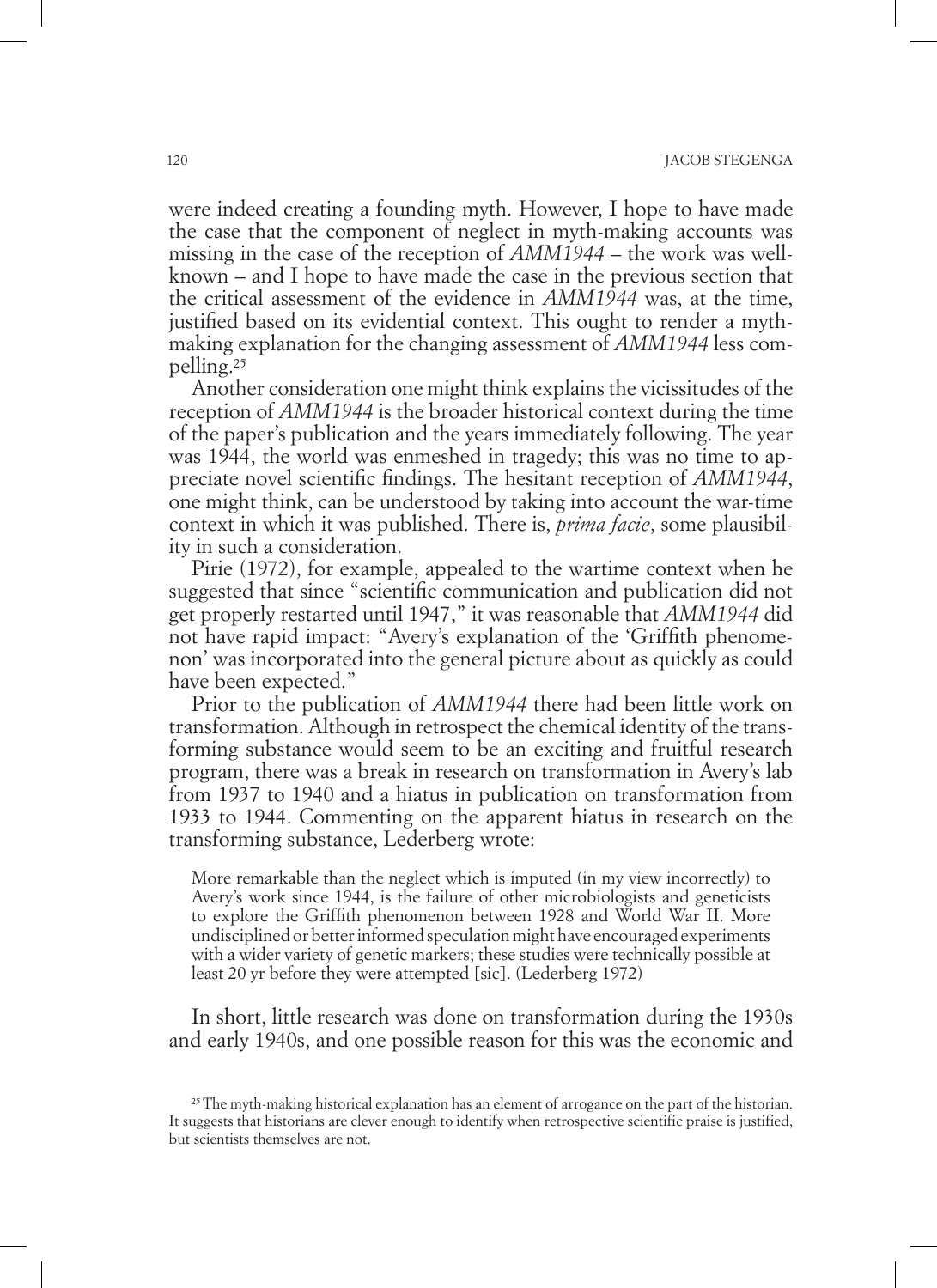were indeed creating a founding myth. However, I hope to have made the case that the component of neglect in myth-making accounts was missing in the case of the reception of *AMM1944* – the work was well-known – and I hope to have made the case in the previous section that the critical assessment of the evidence in *AMM1944* was, at the time, justified based on its evidential context. This ought to render a myth-making explanation for the changing assessment of *AMM1944* less compelling.[25]

Another consideration one might think explains the vicissitudes of the reception of *AMM1944* is the broader historical context during the time of the paper's publication and the years immediately following. The year was 1944, the world was enmeshed in tragedy; this was no time to appreciate novel scientific findings. The hesitant reception of *AMM1944*, one might think, can be understood by taking into account the war-time context in which it was published. There is, *prima facie*, some plausibility in such a consideration.

Pirie (1972), for example, appealed to the wartime context when he suggested that since "scientific communication and publication did not get properly restarted until 1947," it was reasonable that *AMM1944* did not have rapid impact: "Avery's explanation of the 'Griffith phenomenon' was incorporated into the general picture about as quickly as could have been expected."

Prior to the publication of *AMM1944* there had been little work on transformation. Although in retrospect the chemical identity of the transforming substance would seem to be an exciting and fruitful research program, there was a break in research on transformation in Avery's lab from 1937 to 1940 and a hiatus in publication on transformation from 1933 to 1944. Commenting on the apparent hiatus in research on the transforming substance, Lederberg wrote:

> More remarkable than the neglect which is imputed (in my view incorrectly) to Avery's work since 1944, is the failure of other microbiologists and geneticists to explore the Griffith phenomenon between 1928 and World War II. More undisciplined or better informed speculation might have encouraged experiments with a wider variety of genetic markers; these studies were technically possible at least 20 yr before they were attempted [sic]. (Lederberg 1972)

In short, little research was done on transformation during the 1930s and early 1940s, and one possible reason for this was the economic and

[25] The myth-making historical explanation has an element of arrogance on the part of the historian. It suggests that historians are clever enough to identify when retrospective scientific praise is justified, but scientists themselves are not.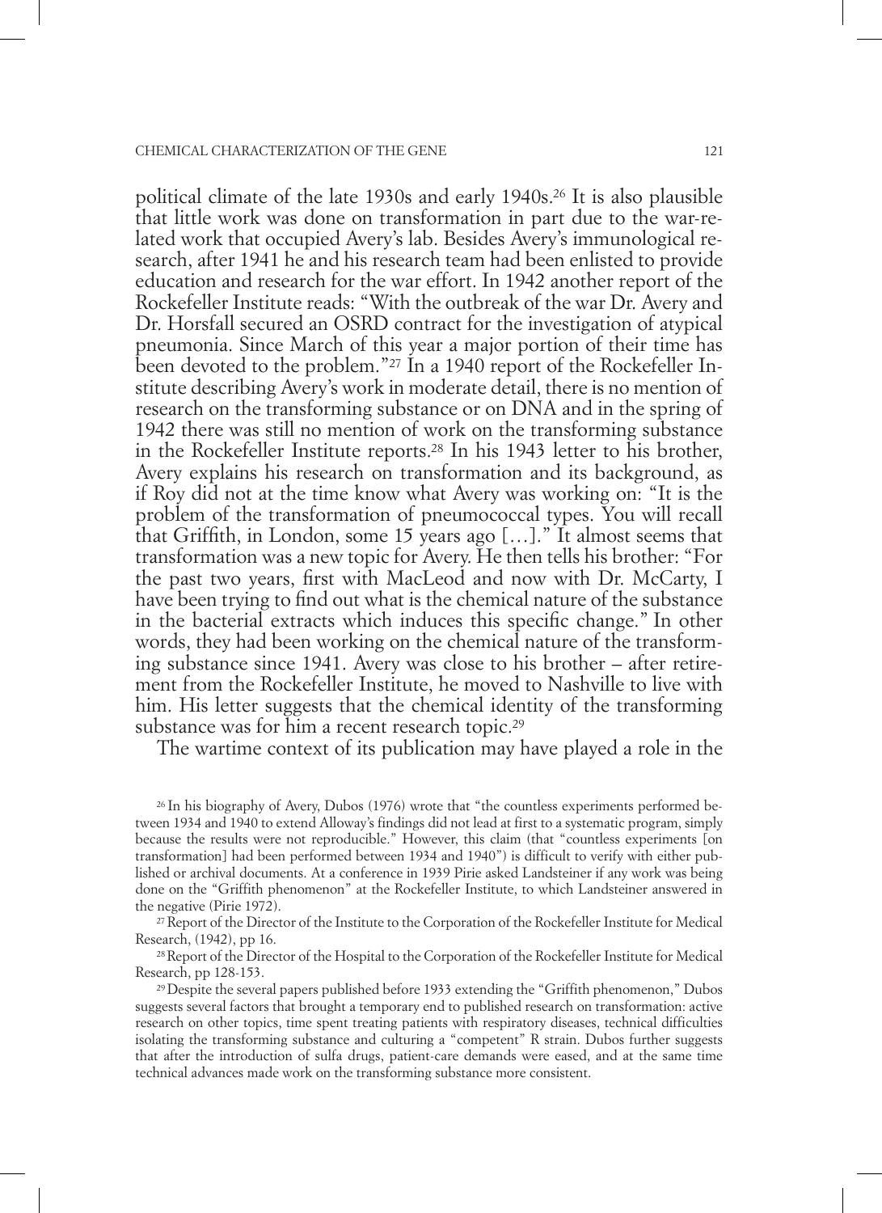political climate of the late 1930s and early 1940s.[26] It is also plausible that little work was done on transformation in part due to the war-related work that occupied Avery's lab. Besides Avery's immunological research, after 1941 he and his research team had been enlisted to provide education and research for the war effort. In 1942 another report of the Rockefeller Institute reads: "With the outbreak of the war Dr. Avery and Dr. Horsfall secured an OSRD contract for the investigation of atypical pneumonia. Since March of this year a major portion of their time has been devoted to the problem."[27] In a 1940 report of the Rockefeller Institute describing Avery's work in moderate detail, there is no mention of research on the transforming substance or on DNA and in the spring of 1942 there was still no mention of work on the transforming substance in the Rockefeller Institute reports.[28] In his 1943 letter to his brother, Avery explains his research on transformation and its background, as if Roy did not at the time know what Avery was working on: "It is the problem of the transformation of pneumococcal types. You will recall that Griffith, in London, some 15 years ago […]." It almost seems that transformation was a new topic for Avery. He then tells his brother: "For the past two years, first with MacLeod and now with Dr. McCarty, I have been trying to find out what is the chemical nature of the substance in the bacterial extracts which induces this specific change." In other words, they had been working on the chemical nature of the transforming substance since 1941. Avery was close to his brother – after retirement from the Rockefeller Institute, he moved to Nashville to live with him. His letter suggests that the chemical identity of the transforming substance was for him a recent research topic.[29]

The wartime context of its publication may have played a role in the

[26] In his biography of Avery, Dubos (1976) wrote that "the countless experiments performed between 1934 and 1940 to extend Alloway's findings did not lead at first to a systematic program, simply because the results were not reproducible." However, this claim (that "countless experiments [on transformation] had been performed between 1934 and 1940") is difficult to verify with either published or archival documents. At a conference in 1939 Pirie asked Landsteiner if any work was being done on the "Griffith phenomenon" at the Rockefeller Institute, to which Landsteiner answered in the negative (Pirie 1972).

[27] Report of the Director of the Institute to the Corporation of the Rockefeller Institute for Medical Research, (1942), pp 16.

[28] Report of the Director of the Hospital to the Corporation of the Rockefeller Institute for Medical Research, pp 128-153.

[29] Despite the several papers published before 1933 extending the "Griffith phenomenon," Dubos suggests several factors that brought a temporary end to published research on transformation: active research on other topics, time spent treating patients with respiratory diseases, technical difficulties isolating the transforming substance and culturing a "competent" R strain. Dubos further suggests that after the introduction of sulfa drugs, patient-care demands were eased, and at the same time technical advances made work on the transforming substance more consistent.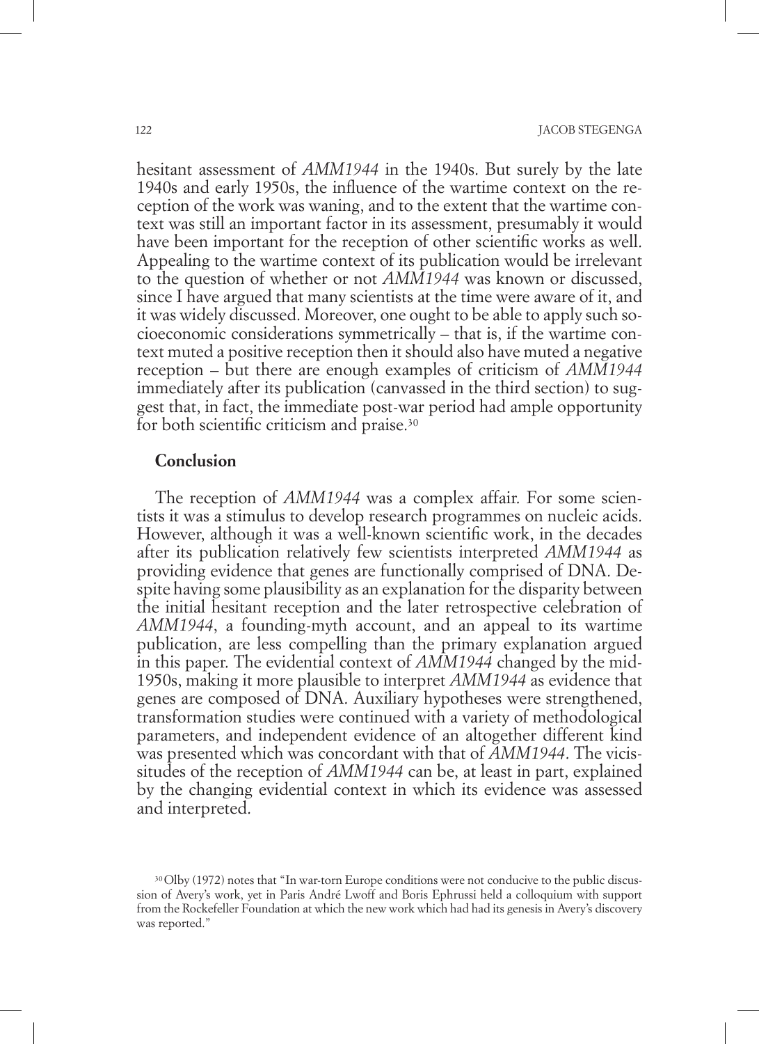hesitant assessment of *AMM1944* in the 1940s. But surely by the late 1940s and early 1950s, the influence of the wartime context on the reception of the work was waning, and to the extent that the wartime context was still an important factor in its assessment, presumably it would have been important for the reception of other scientific works as well. Appealing to the wartime context of its publication would be irrelevant to the question of whether or not *AMM1944* was known or discussed, since I have argued that many scientists at the time were aware of it, and it was widely discussed. Moreover, one ought to be able to apply such socioeconomic considerations symmetrically – that is, if the wartime context muted a positive reception then it should also have muted a negative reception – but there are enough examples of criticism of *AMM1944* immediately after its publication (canvassed in the third section) to suggest that, in fact, the immediate post-war period had ample opportunity for both scientific criticism and praise.[30]

## Conclusion

The reception of *AMM1944* was a complex affair. For some scientists it was a stimulus to develop research programmes on nucleic acids. However, although it was a well-known scientific work, in the decades after its publication relatively few scientists interpreted *AMM1944* as providing evidence that genes are functionally comprised of DNA. Despite having some plausibility as an explanation for the disparity between the initial hesitant reception and the later retrospective celebration of *AMM1944*, a founding-myth account, and an appeal to its wartime publication, are less compelling than the primary explanation argued in this paper. The evidential context of *AMM1944* changed by the mid-1950s, making it more plausible to interpret *AMM1944* as evidence that genes are composed of DNA. Auxiliary hypotheses were strengthened, transformation studies were continued with a variety of methodological parameters, and independent evidence of an altogether different kind was presented which was concordant with that of *AMM1944*. The vicissitudes of the reception of *AMM1944* can be, at least in part, explained by the changing evidential context in which its evidence was assessed and interpreted.

[30] Olby (1972) notes that "In war-torn Europe conditions were not conducive to the public discussion of Avery's work, yet in Paris André Lwoff and Boris Ephrussi held a colloquium with support from the Rockefeller Foundation at which the new work which had had its genesis in Avery's discovery was reported."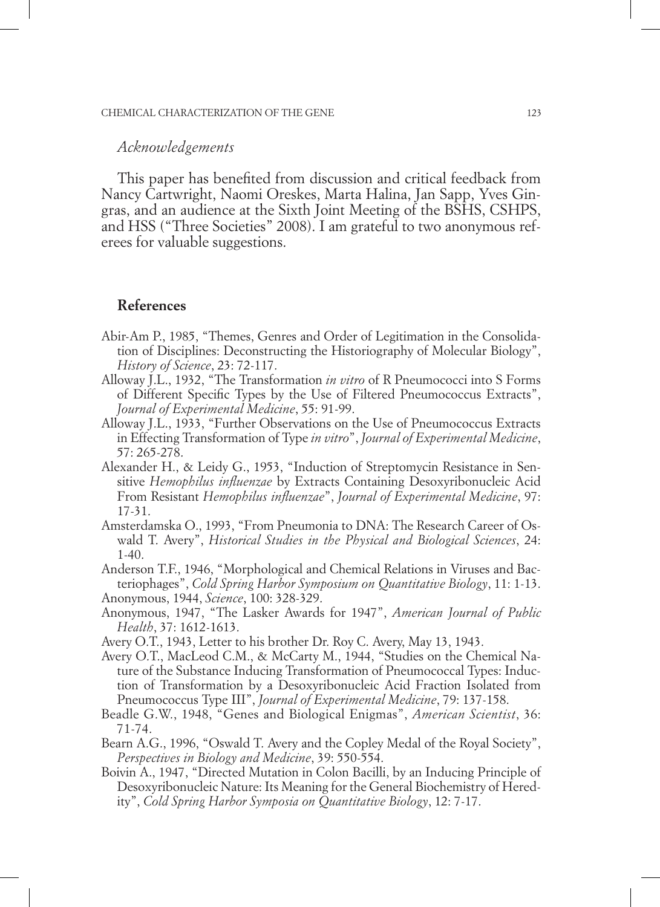*Acknowledgements*

This paper has benefited from discussion and critical feedback from Nancy Cartwright, Naomi Oreskes, Marta Halina, Jan Sapp, Yves Gingras, and an audience at the Sixth Joint Meeting of the BSHS, CSHPS, and HSS ("Three Societies" 2008). I am grateful to two anonymous referees for valuable suggestions.

## References

Abir-Am P., 1985, "Themes, Genres and Order of Legitimation in the Consolidation of Disciplines: Deconstructing the Historiography of Molecular Biology", *History of Science*, 23: 72-117.

Alloway J.L., 1932, "The Transformation *in vitro* of R Pneumococci into S Forms of Different Specific Types by the Use of Filtered Pneumococcus Extracts", *Journal of Experimental Medicine*, 55: 91-99.

Alloway J.L., 1933, "Further Observations on the Use of Pneumococcus Extracts in Effecting Transformation of Type *in vitro*", *Journal of Experimental Medicine*, 57: 265-278.

Alexander H., & Leidy G., 1953, "Induction of Streptomycin Resistance in Sensitive *Hemophilus influenzae* by Extracts Containing Desoxyribonucleic Acid From Resistant *Hemophilus influenzae*", *Journal of Experimental Medicine*, 97: 17-31.

Amsterdamska O., 1993, "From Pneumonia to DNA: The Research Career of Oswald T. Avery", *Historical Studies in the Physical and Biological Sciences*, 24: 1-40.

Anderson T.F., 1946, "Morphological and Chemical Relations in Viruses and Bacteriophages", *Cold Spring Harbor Symposium on Quantitative Biology*, 11: 1-13.

Anonymous, 1944, *Science*, 100: 328-329.

Anonymous, 1947, "The Lasker Awards for 1947", *American Journal of Public Health*, 37: 1612-1613.

Avery O.T., 1943, Letter to his brother Dr. Roy C. Avery, May 13, 1943.

Avery O.T., MacLeod C.M., & McCarty M., 1944, "Studies on the Chemical Nature of the Substance Inducing Transformation of Pneumococcal Types: Induction of Transformation by a Desoxyribonucleic Acid Fraction Isolated from Pneumococcus Type III", *Journal of Experimental Medicine*, 79: 137-158.

Beadle G.W., 1948, "Genes and Biological Enigmas", *American Scientist*, 36: 71-74.

Bearn A.G., 1996, "Oswald T. Avery and the Copley Medal of the Royal Society", *Perspectives in Biology and Medicine*, 39: 550-554.

Boivin A., 1947, "Directed Mutation in Colon Bacilli, by an Inducing Principle of Desoxyribonucleic Nature: Its Meaning for the General Biochemistry of Heredity", *Cold Spring Harbor Symposia on Quantitative Biology*, 12: 7-17.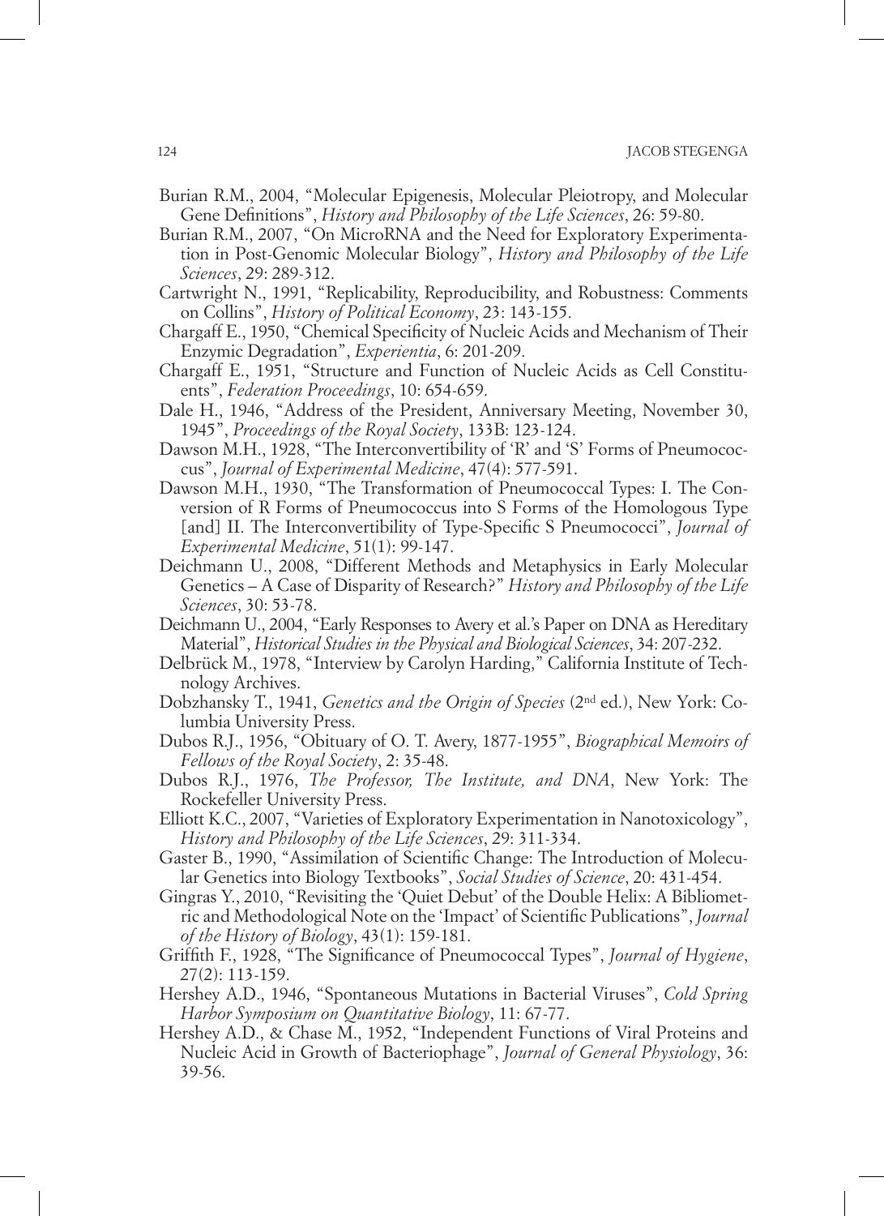Burian R.M., 2004, "Molecular Epigenesis, Molecular Pleiotropy, and Molecular Gene Definitions", *History and Philosophy of the Life Sciences*, 26: 59-80.

Burian R.M., 2007, "On MicroRNA and the Need for Exploratory Experimentation in Post-Genomic Molecular Biology", *History and Philosophy of the Life Sciences*, 29: 289-312.

Cartwright N., 1991, "Replicability, Reproducibility, and Robustness: Comments on Collins", *History of Political Economy*, 23: 143-155.

Chargaff E., 1950, "Chemical Specificity of Nucleic Acids and Mechanism of Their Enzymic Degradation", *Experientia*, 6: 201-209.

Chargaff E., 1951, "Structure and Function of Nucleic Acids as Cell Constituents", *Federation Proceedings*, 10: 654-659.

Dale H., 1946, "Address of the President, Anniversary Meeting, November 30, 1945", *Proceedings of the Royal Society*, 133B: 123-124.

Dawson M.H., 1928, "The Interconvertibility of 'R' and 'S' Forms of Pneumococcus", *Journal of Experimental Medicine*, 47(4): 577-591.

Dawson M.H., 1930, "The Transformation of Pneumococcal Types: I. The Conversion of R Forms of Pneumococcus into S Forms of the Homologous Type [and] II. The Interconvertibility of Type-Specific S Pneumococci", *Journal of Experimental Medicine*, 51(1): 99-147.

Deichmann U., 2008, "Different Methods and Metaphysics in Early Molecular Genetics – A Case of Disparity of Research?" *History and Philosophy of the Life Sciences*, 30: 53-78.

Deichmann U., 2004, "Early Responses to Avery et al.'s Paper on DNA as Hereditary Material", *Historical Studies in the Physical and Biological Sciences*, 34: 207-232.

Delbrück M., 1978, "Interview by Carolyn Harding," California Institute of Technology Archives.

Dobzhansky T., 1941, *Genetics and the Origin of Species* (2nd ed.), New York: Columbia University Press.

Dubos R.J., 1956, "Obituary of O. T. Avery, 1877-1955", *Biographical Memoirs of Fellows of the Royal Society*, 2: 35-48.

Dubos R.J., 1976, *The Professor, The Institute, and DNA*, New York: The Rockefeller University Press.

Elliott K.C., 2007, "Varieties of Exploratory Experimentation in Nanotoxicology", *History and Philosophy of the Life Sciences*, 29: 311-334.

Gaster B., 1990, "Assimilation of Scientific Change: The Introduction of Molecular Genetics into Biology Textbooks", *Social Studies of Science*, 20: 431-454.

Gingras Y., 2010, "Revisiting the 'Quiet Debut' of the Double Helix: A Bibliometric and Methodological Note on the 'Impact' of Scientific Publications", *Journal of the History of Biology*, 43(1): 159-181.

Griffith F., 1928, "The Significance of Pneumococcal Types", *Journal of Hygiene*, 27(2): 113-159.

Hershey A.D., 1946, "Spontaneous Mutations in Bacterial Viruses", *Cold Spring Harbor Symposium on Quantitative Biology*, 11: 67-77.

Hershey A.D., & Chase M., 1952, "Independent Functions of Viral Proteins and Nucleic Acid in Growth of Bacteriophage", *Journal of General Physiology*, 36: 39-56.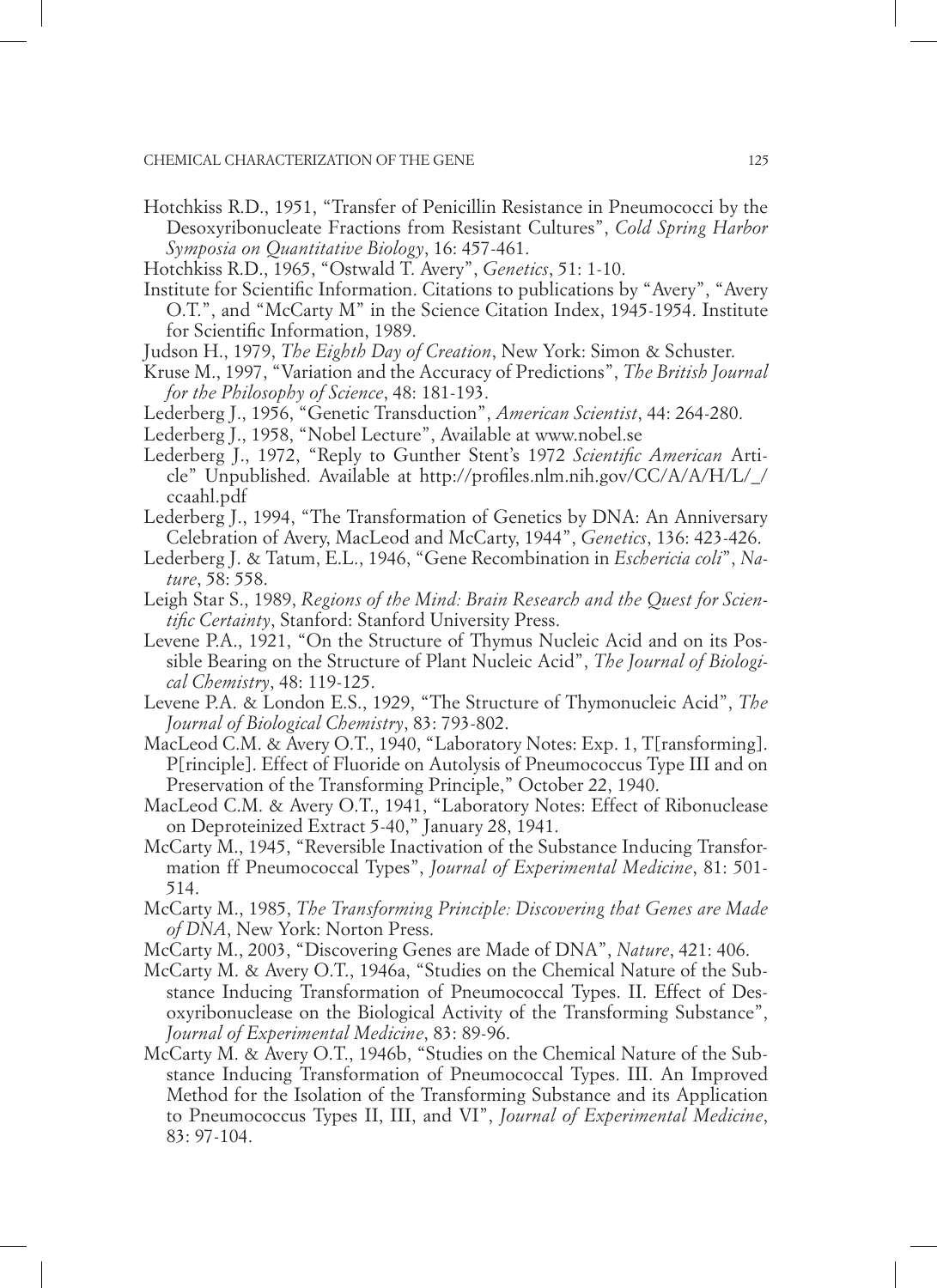Hotchkiss R.D., 1951, "Transfer of Penicillin Resistance in Pneumococci by the Desoxyribonucleate Fractions from Resistant Cultures", *Cold Spring Harbor Symposia on Quantitative Biology*, 16: 457-461.

Hotchkiss R.D., 1965, "Ostwald T. Avery", *Genetics*, 51: 1-10.

Institute for Scientific Information. Citations to publications by "Avery", "Avery O.T.", and "McCarty M" in the Science Citation Index, 1945-1954. Institute for Scientific Information, 1989.

Judson H., 1979, *The Eighth Day of Creation*, New York: Simon & Schuster.

Kruse M., 1997, "Variation and the Accuracy of Predictions", *The British Journal for the Philosophy of Science*, 48: 181-193.

Lederberg J., 1956, "Genetic Transduction", *American Scientist*, 44: 264-280.

Lederberg J., 1958, "Nobel Lecture", Available at www.nobel.se

Lederberg J., 1972, "Reply to Gunther Stent's 1972 *Scientific American* Article" Unpublished. Available at http://profiles.nlm.nih.gov/CC/A/A/H/L/_/ccaahl.pdf

Lederberg J., 1994, "The Transformation of Genetics by DNA: An Anniversary Celebration of Avery, MacLeod and McCarty, 1944", *Genetics*, 136: 423-426.

Lederberg J. & Tatum, E.L., 1946, "Gene Recombination in *Eschericia coli*", *Nature*, 58: 558.

Leigh Star S., 1989, *Regions of the Mind: Brain Research and the Quest for Scientific Certainty*, Stanford: Stanford University Press.

Levene P.A., 1921, "On the Structure of Thymus Nucleic Acid and on its Possible Bearing on the Structure of Plant Nucleic Acid", *The Journal of Biological Chemistry*, 48: 119-125.

Levene P.A. & London E.S., 1929, "The Structure of Thymonucleic Acid", *The Journal of Biological Chemistry*, 83: 793-802.

MacLeod C.M. & Avery O.T., 1940, "Laboratory Notes: Exp. 1, T[ransforming]. P[rinciple]. Effect of Fluoride on Autolysis of Pneumococcus Type III and on Preservation of the Transforming Principle," October 22, 1940.

MacLeod C.M. & Avery O.T., 1941, "Laboratory Notes: Effect of Ribonuclease on Deproteinized Extract 5-40," January 28, 1941.

McCarty M., 1945, "Reversible Inactivation of the Substance Inducing Transformation ff Pneumococcal Types", *Journal of Experimental Medicine*, 81: 501-514.

McCarty M., 1985, *The Transforming Principle: Discovering that Genes are Made of DNA*, New York: Norton Press.

McCarty M., 2003, "Discovering Genes are Made of DNA", *Nature*, 421: 406.

McCarty M. & Avery O.T., 1946a, "Studies on the Chemical Nature of the Substance Inducing Transformation of Pneumococcal Types. II. Effect of Desoxyribonuclease on the Biological Activity of the Transforming Substance", *Journal of Experimental Medicine*, 83: 89-96.

McCarty M. & Avery O.T., 1946b, "Studies on the Chemical Nature of the Substance Inducing Transformation of Pneumococcal Types. III. An Improved Method for the Isolation of the Transforming Substance and its Application to Pneumococcus Types II, III, and VI", *Journal of Experimental Medicine*, 83: 97-104.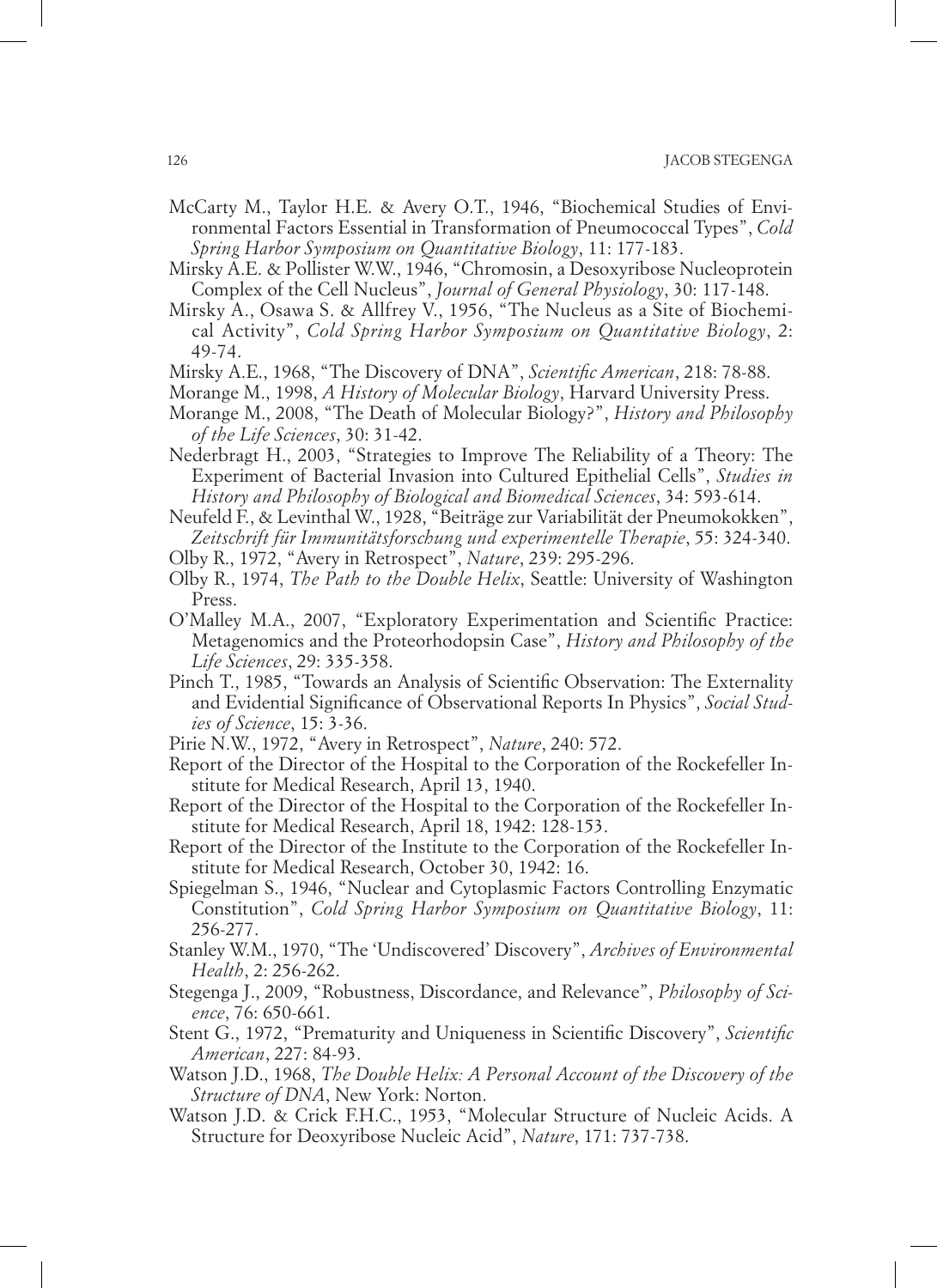McCarty M., Taylor H.E. & Avery O.T., 1946, "Biochemical Studies of Environmental Factors Essential in Transformation of Pneumococcal Types", *Cold Spring Harbor Symposium on Quantitative Biology*, 11: 177-183.

Mirsky A.E. & Pollister W.W., 1946, "Chromosin, a Desoxyribose Nucleoprotein Complex of the Cell Nucleus", *Journal of General Physiology*, 30: 117-148.

Mirsky A., Osawa S. & Allfrey V., 1956, "The Nucleus as a Site of Biochemical Activity", *Cold Spring Harbor Symposium on Quantitative Biology*, 2: 49-74.

Mirsky A.E., 1968, "The Discovery of DNA", *Scientific American*, 218: 78-88.

Morange M., 1998, *A History of Molecular Biology*, Harvard University Press.

Morange M., 2008, "The Death of Molecular Biology?", *History and Philosophy of the Life Sciences*, 30: 31-42.

Nederbragt H., 2003, "Strategies to Improve The Reliability of a Theory: The Experiment of Bacterial Invasion into Cultured Epithelial Cells", *Studies in History and Philosophy of Biological and Biomedical Sciences*, 34: 593-614.

Neufeld F., & Levinthal W., 1928, "Beiträge zur Variabilität der Pneumokokken", *Zeitschrift für Immunitätsforschung und experimentelle Therapie*, 55: 324-340.

Olby R., 1972, "Avery in Retrospect", *Nature*, 239: 295-296.

Olby R., 1974, *The Path to the Double Helix*, Seattle: University of Washington Press.

O'Malley M.A., 2007, "Exploratory Experimentation and Scientific Practice: Metagenomics and the Proteorhodopsin Case", *History and Philosophy of the Life Sciences*, 29: 335-358.

Pinch T., 1985, "Towards an Analysis of Scientific Observation: The Externality and Evidential Significance of Observational Reports In Physics", *Social Studies of Science*, 15: 3-36.

Pirie N.W., 1972, "Avery in Retrospect", *Nature*, 240: 572.

Report of the Director of the Hospital to the Corporation of the Rockefeller Institute for Medical Research, April 13, 1940.

Report of the Director of the Hospital to the Corporation of the Rockefeller Institute for Medical Research, April 18, 1942: 128-153.

Report of the Director of the Institute to the Corporation of the Rockefeller Institute for Medical Research, October 30, 1942: 16.

Spiegelman S., 1946, "Nuclear and Cytoplasmic Factors Controlling Enzymatic Constitution", *Cold Spring Harbor Symposium on Quantitative Biology*, 11: 256-277.

Stanley W.M., 1970, "The 'Undiscovered' Discovery", *Archives of Environmental Health*, 2: 256-262.

Stegenga J., 2009, "Robustness, Discordance, and Relevance", *Philosophy of Science*, 76: 650-661.

Stent G., 1972, "Prematurity and Uniqueness in Scientific Discovery", *Scientific American*, 227: 84-93.

Watson J.D., 1968, *The Double Helix: A Personal Account of the Discovery of the Structure of DNA*, New York: Norton.

Watson J.D. & Crick F.H.C., 1953, "Molecular Structure of Nucleic Acids. A Structure for Deoxyribose Nucleic Acid", *Nature*, 171: 737-738.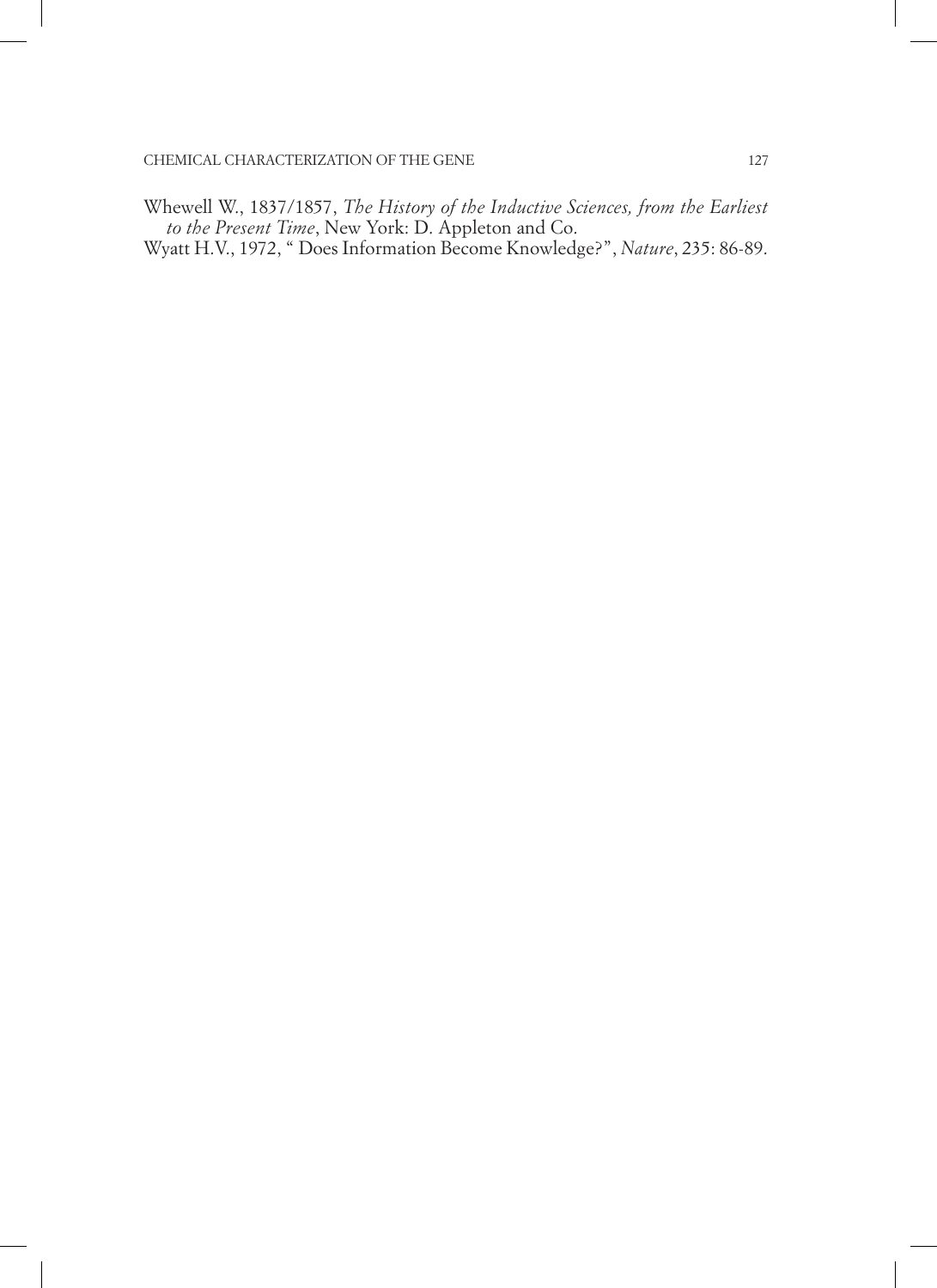Whewell W., 1837/1857, *The History of the Inductive Sciences, from the Earliest to the Present Time*, New York: D. Appleton and Co.

Wyatt H.V., 1972, " Does Information Become Knowledge?", *Nature*, 235: 86-89.